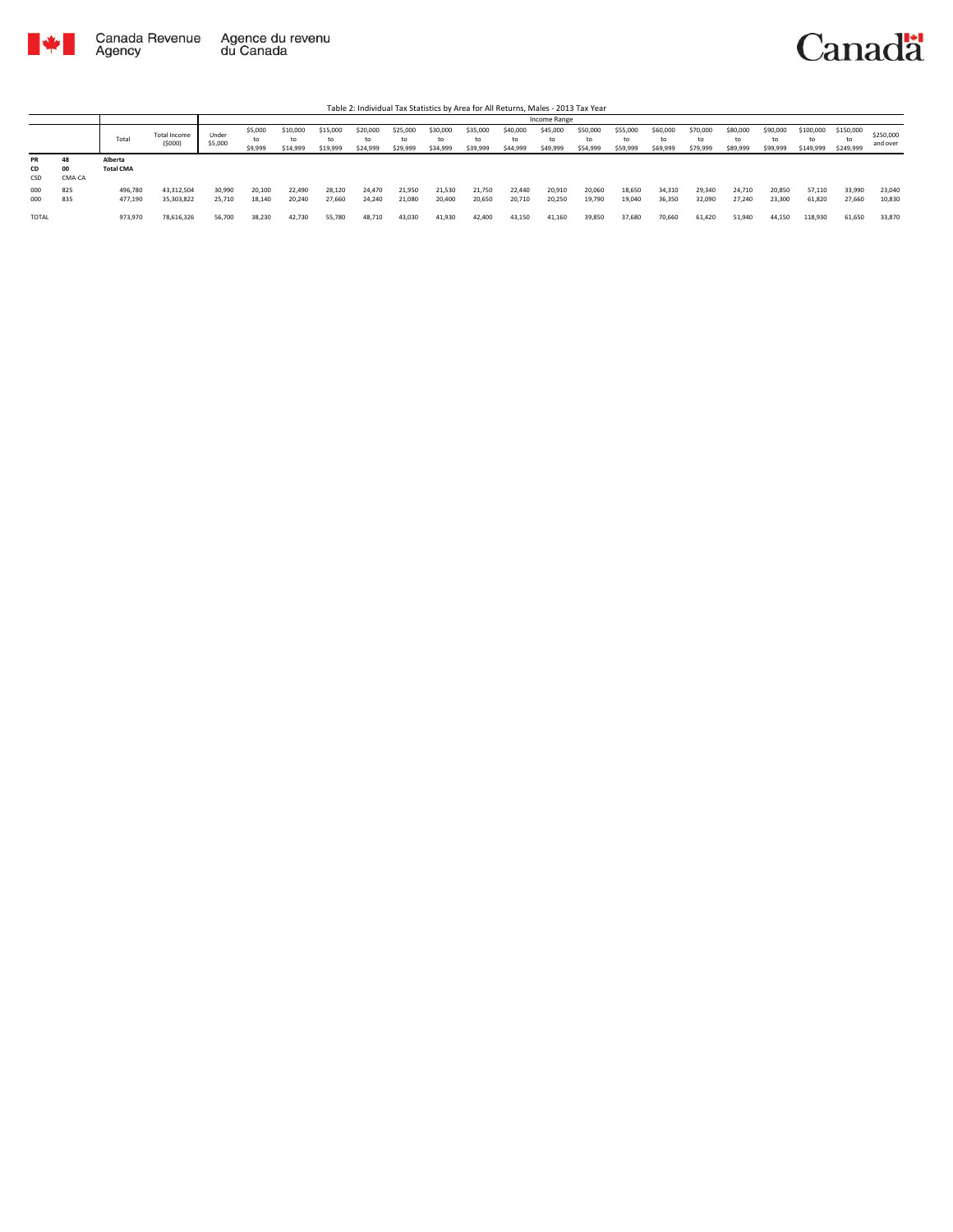Table 2: Individual Tax Statistics by Area for All Returns, Males - 2013 Tax Year

| | | Total | Total Income ($000) | Income Range | | | | | | | | | | | | | | | | | | | |
|---|---|---|---|---|---|---|---|---|---|---|---|---|---|---|---|---|---|---|---|---|---|---|---|
| | | | | Under $5,000 | $5,000 to $9,999 | $10,000 to $14,999 | $15,000 to $19,999 | $20,000 to $24,999 | $25,000 to $29,999 | $30,000 to $34,999 | $35,000 to $39,999 | $40,000 to $44,999 | $45,000 to $49,999 | $50,000 to $54,999 | $55,000 to $59,999 | $60,000 to $69,999 | $70,000 to $79,999 | $80,000 to $89,999 | $90,000 to $99,999 | $100,000 to $149,999 | $150,000 to $249,999 | $250,000 and over |
| PR<br>CD<br>CSD | 48<br>00<br>CMA-CA | Alberta<br>Total CMA | | | | | | | | | | | | | | | | | | | | |
| 000 | 825 | 496,780 | 43,312,504 | 30,990 | 20,100 | 22,490 | 28,120 | 24,470 | 21,950 | 21,530 | 21,750 | 22,440 | 20,910 | 20,060 | 18,650 | 34,310 | 29,340 | 24,710 | 20,850 | 57,110 | 33,990 | 23,040 |
| 000 | 835 | 477,190 | 35,303,822 | 25,710 | 18,140 | 20,240 | 27,660 | 24,240 | 21,080 | 20,400 | 20,650 | 20,710 | 20,250 | 19,790 | 19,040 | 36,350 | 32,090 | 27,240 | 23,300 | 61,820 | 27,660 | 10,830 |
| TOTAL | | 973,970 | 78,616,326 | 56,700 | 38,230 | 42,730 | 55,780 | 48,710 | 43,030 | 41,930 | 42,400 | 43,150 | 41,160 | 39,850 | 37,680 | 70,660 | 61,420 | 51,940 | 44,150 | 118,930 | 61,650 | 33,870 |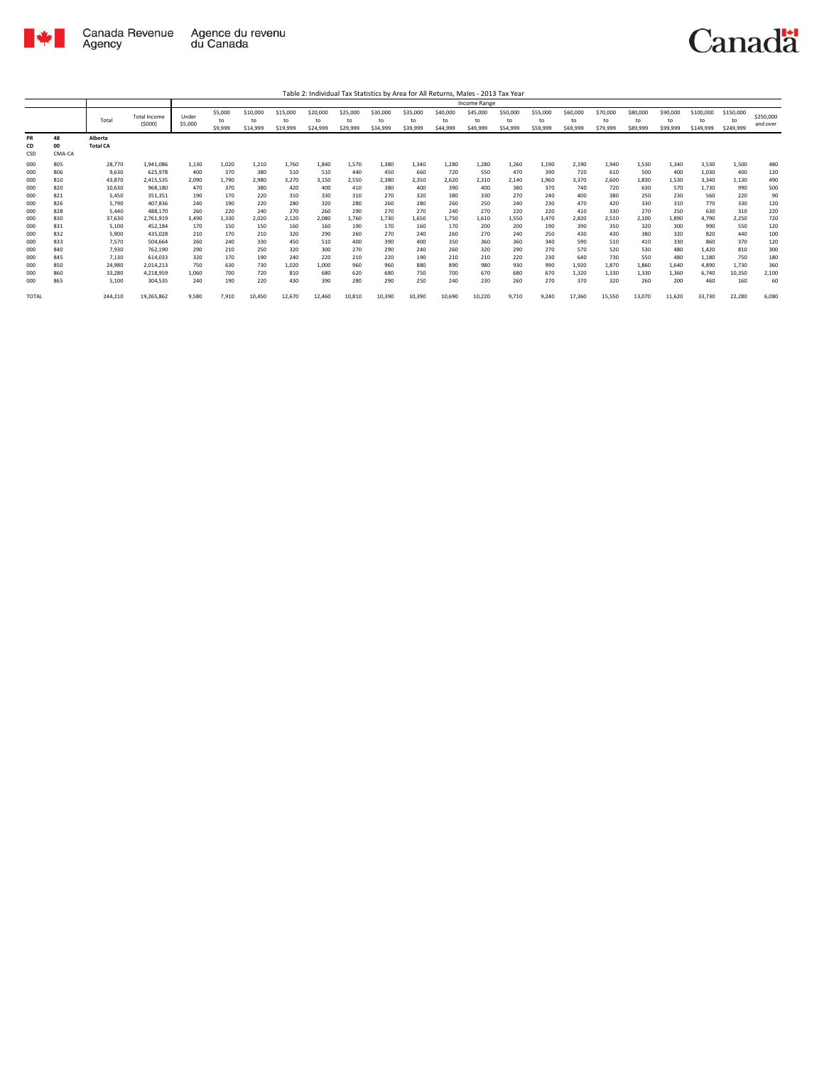Table 2: Individual Tax Statistics by Area for All Returns, Males - 2013 Tax Year

| | | Total | Total Income ($000) | Income Range | | | | | | | | | | | | | | | | | | | |
|---|---|---|---|---|---|---|---|---|---|---|---|---|---|---|---|---|---|---|---|---|---|---|---|
| | | | | Under $5,000 | $5,000 to $9,999 | $10,000 to $14,999 | $15,000 to $19,999 | $20,000 to $24,999 | $25,000 to $29,999 | $30,000 to $34,999 | $35,000 to $39,999 | $40,000 to $44,999 | $45,000 to $49,999 | $50,000 to $54,999 | $55,000 to $59,999 | $60,000 to $69,999 | $70,000 to $79,999 | $80,000 to $89,999 | $90,000 to $99,999 | $100,000 to $149,999 | $150,000 to $249,999 | $250,000 and over |
| PR CD CSD | 48 00 CMA-CA | Alberta Total CA | | | | | | | | | | | | | | | | | | | | | |
| 000 | 805 | 28,770 | 1,941,086 | 1,130 | 1,020 | 1,210 | 1,760 | 1,840 | 1,570 | 1,380 | 1,340 | 1,280 | 1,280 | 1,260 | 1,190 | 2,190 | 1,940 | 1,530 | 1,340 | 3,530 | 1,500 | 480 |
| 000 | 806 | 9,630 | 625,978 | 400 | 370 | 380 | 510 | 510 | 440 | 450 | 660 | 720 | 550 | 470 | 390 | 720 | 610 | 500 | 400 | 1,030 | 400 | 120 |
| 000 | 810 | 43,870 | 2,415,535 | 2,090 | 1,790 | 2,980 | 3,270 | 3,150 | 2,550 | 2,380 | 2,350 | 2,620 | 2,310 | 2,140 | 1,960 | 3,370 | 2,600 | 1,830 | 1,530 | 3,340 | 1,130 | 490 |
| 000 | 820 | 10,630 | 968,180 | 470 | 370 | 380 | 420 | 400 | 410 | 380 | 400 | 390 | 400 | 380 | 370 | 740 | 720 | 630 | 570 | 1,730 | 990 | 500 |
| 000 | 821 | 5,450 | 351,351 | 190 | 170 | 220 | 310 | 330 | 310 | 270 | 320 | 380 | 330 | 270 | 240 | 400 | 380 | 250 | 230 | 560 | 220 | 90 |
| 000 | 826 | 5,790 | 407,836 | 240 | 190 | 220 | 280 | 320 | 280 | 260 | 280 | 260 | 250 | 240 | 230 | 470 | 420 | 330 | 310 | 770 | 330 | 120 |
| 000 | 828 | 5,440 | 488,170 | 260 | 220 | 240 | 270 | 260 | 290 | 270 | 270 | 240 | 270 | 220 | 220 | 410 | 330 | 270 | 250 | 630 | 310 | 220 |
| 000 | 830 | 37,630 | 2,761,919 | 1,490 | 1,330 | 2,020 | 2,120 | 2,080 | 1,760 | 1,730 | 1,650 | 1,750 | 1,610 | 1,550 | 1,470 | 2,820 | 2,510 | 2,100 | 1,890 | 4,790 | 2,250 | 720 |
| 000 | 831 | 5,100 | 452,184 | 170 | 150 | 150 | 160 | 160 | 190 | 170 | 160 | 170 | 200 | 200 | 190 | 390 | 350 | 320 | 300 | 990 | 550 | 120 |
| 000 | 832 | 5,900 | 435,028 | 210 | 170 | 210 | 320 | 290 | 260 | 270 | 240 | 260 | 270 | 240 | 250 | 430 | 430 | 380 | 320 | 820 | 440 | 100 |
| 000 | 833 | 7,570 | 504,664 | 260 | 240 | 330 | 450 | 510 | 400 | 390 | 400 | 350 | 360 | 360 | 340 | 590 | 510 | 410 | 330 | 860 | 370 | 120 |
| 000 | 840 | 7,930 | 762,190 | 290 | 210 | 250 | 320 | 300 | 270 | 290 | 240 | 260 | 320 | 290 | 270 | 570 | 520 | 530 | 480 | 1,420 | 810 | 300 |
| 000 | 845 | 7,130 | 614,033 | 320 | 170 | 190 | 240 | 220 | 210 | 220 | 190 | 210 | 210 | 220 | 230 | 640 | 730 | 550 | 480 | 1,180 | 750 | 180 |
| 000 | 850 | 24,980 | 2,014,213 | 750 | 630 | 730 | 1,020 | 1,000 | 960 | 960 | 880 | 890 | 980 | 930 | 990 | 1,920 | 1,870 | 1,860 | 1,640 | 4,890 | 1,730 | 360 |
| 000 | 860 | 33,280 | 4,218,959 | 1,060 | 700 | 720 | 810 | 680 | 620 | 680 | 750 | 700 | 670 | 680 | 670 | 1,320 | 1,330 | 1,330 | 1,360 | 6,740 | 10,350 | 2,100 |
| 000 | 865 | 5,100 | 304,535 | 240 | 190 | 220 | 430 | 390 | 280 | 290 | 250 | 240 | 230 | 260 | 270 | 370 | 320 | 260 | 200 | 460 | 160 | 60 |
| TOTAL | | 244,210 | 19,265,862 | 9,580 | 7,910 | 10,450 | 12,670 | 12,460 | 10,810 | 10,390 | 10,390 | 10,690 | 10,220 | 9,710 | 9,240 | 17,360 | 15,550 | 13,070 | 11,620 | 33,730 | 22,280 | 6,080 |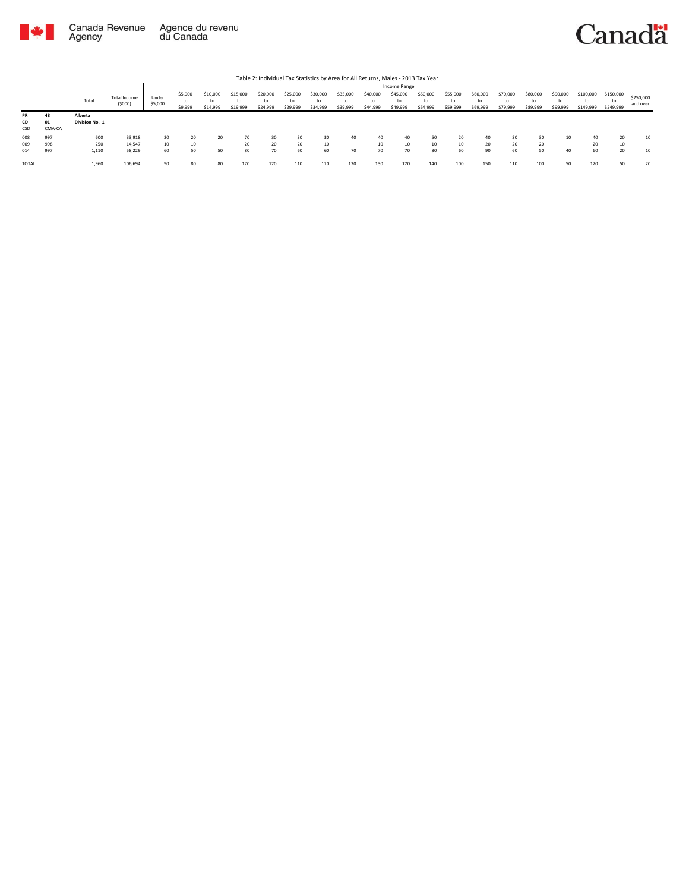Table 2: Individual Tax Statistics by Area for All Returns, Males - 2013 Tax Year

| | | Total | Total Income ($000) | Income Range | | | | | | | | | | | | | | | | | | |
|---|---|---|---|---|---|---|---|---|---|---|---|---|---|---|---|---|---|---|---|---|---|---|
| | | | | Under $5,000 | $5,000 to $9,999 | $10,000 to $14,999 | $15,000 to $19,999 | $20,000 to $24,999 | $25,000 to $29,999 | $30,000 to $34,999 | $35,000 to $39,999 | $40,000 to $44,999 | $45,000 to $49,999 | $50,000 to $54,999 | $55,000 to $59,999 | $60,000 to $69,999 | $70,000 to $79,999 | $80,000 to $89,999 | $90,000 to $99,999 | $100,000 to $149,999 | $150,000 to $249,999 | $250,000 and over |
| **PR** | **48** | **Alberta** | | | | | | | | | | | | | | | | | | | | |
| **CD** | **01** | **Division No. 1** | | | | | | | | | | | | | | | | | | | | |
| CSD | CMA-CA | | | | | | | | | | | | | | | | | | | | | |
| 008 | 997 | 600 | 33,918 | 20 | 20 | 20 | 70 | 30 | 30 | 30 | 40 | 40 | 40 | 50 | 20 | 40 | 30 | 30 | 10 | 40 | 20 | 10 |
| 009 | 998 | 250 | 14,547 | 10 | 10 | | 20 | 20 | 20 | 10 | | 10 | 10 | 10 | 10 | 20 | 20 | 20 | | 20 | 10 | |
| 014 | 997 | 1,110 | 58,229 | 60 | 50 | 50 | 80 | 70 | 60 | 60 | 70 | 70 | 70 | 80 | 60 | 90 | 60 | 50 | 40 | 60 | 20 | 10 |
| TOTAL | | 1,960 | 106,694 | 90 | 80 | 80 | 170 | 120 | 110 | 110 | 120 | 130 | 120 | 140 | 100 | 150 | 110 | 100 | 50 | 120 | 50 | 20 |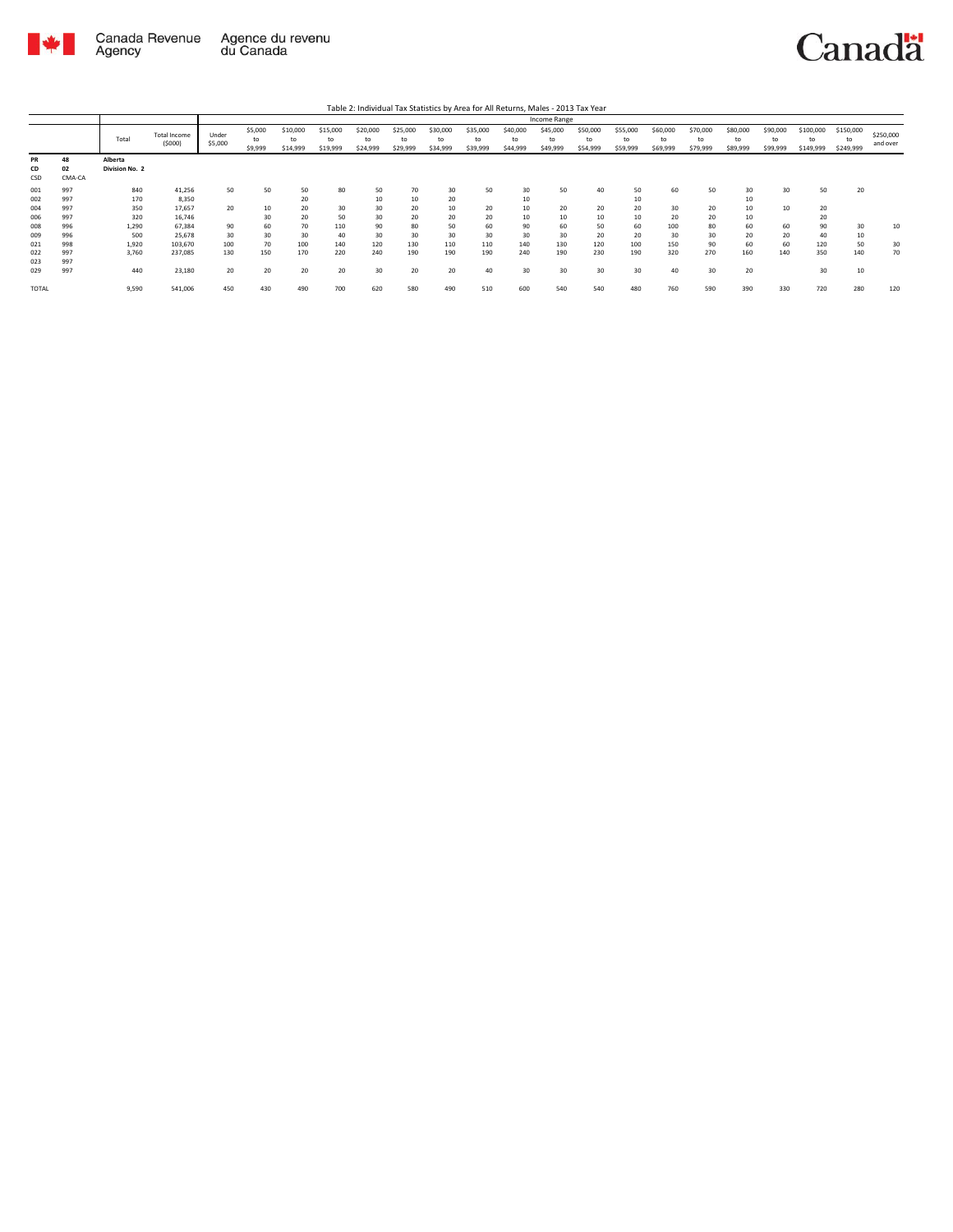Table 2: Individual Tax Statistics by Area for All Returns, Males - 2013 Tax Year

| | | Total | Total Income ($000) | Income Range | | | | | | | | | | | | | | | | | | |
|---|---|---|---|---|---|---|---|---|---|---|---|---|---|---|---|---|---|---|---|---|---|---|
| | | | | Under $5,000 | $5,000 to $9,999 | $10,000 to $14,999 | $15,000 to $19,999 | $20,000 to $24,999 | $25,000 to $29,999 | $30,000 to $34,999 | $35,000 to $39,999 | $40,000 to $44,999 | $45,000 to $49,999 | $50,000 to $54,999 | $55,000 to $59,999 | $60,000 to $69,999 | $70,000 to $79,999 | $80,000 to $89,999 | $90,000 to $99,999 | $100,000 to $149,999 | $150,000 to $249,999 | $250,000 and over |
| PR | 48 | Alberta | | | | | | | | | | | | | | | | | | | | |
| CD | 02 | Division No. 2 | | | | | | | | | | | | | | | | | | | | |
| CSD | CMA-CA | | | | | | | | | | | | | | | | | | | | | |
| 001 | 997 | 840 | 41,256 | 50 | 50 | 50 | 80 | 50 | 70 | 30 | 50 | 30 | 50 | 40 | 50 | 60 | 50 | 30 | 30 | 50 | 20 | |
| 002 | 997 | 170 | 8,350 | | | 20 | | 10 | 10 | 20 | | 10 | | | 10 | | | 10 | | | | |
| 004 | 997 | 350 | 17,657 | 20 | 10 | 20 | 30 | 30 | 20 | 10 | 20 | 10 | 20 | 20 | 20 | 30 | 20 | 10 | 10 | 20 | | |
| 006 | 997 | 320 | 16,746 | | 30 | 20 | 50 | 30 | 20 | 20 | 20 | 10 | 10 | 10 | 10 | 20 | 20 | 10 | | 20 | | |
| 008 | 996 | 1,290 | 67,384 | 90 | 60 | 70 | 110 | 90 | 80 | 50 | 60 | 90 | 60 | 50 | 60 | 100 | 80 | 60 | 60 | 90 | 30 | 10 |
| 009 | 996 | 500 | 25,678 | 30 | 30 | 30 | 40 | 30 | 30 | 30 | 30 | 30 | 30 | 20 | 20 | 30 | 30 | 20 | 20 | 40 | 10 | |
| 021 | 998 | 1,920 | 103,670 | 100 | 70 | 100 | 140 | 120 | 130 | 110 | 110 | 140 | 130 | 120 | 100 | 150 | 90 | 60 | 60 | 120 | 50 | 30 |
| 022 | 997 | 3,760 | 237,085 | 130 | 150 | 170 | 220 | 240 | 190 | 190 | 190 | 240 | 190 | 230 | 190 | 320 | 270 | 160 | 140 | 350 | 140 | 70 |
| 023 | 997 | | | | | | | | | | | | | | | | | | | | | |
| 029 | 997 | 440 | 23,180 | 20 | 20 | 20 | 20 | 30 | 20 | 20 | 40 | 30 | 30 | 30 | 30 | 40 | 30 | 20 | | 30 | 10 | |
| TOTAL | | 9,590 | 541,006 | 450 | 430 | 490 | 700 | 620 | 580 | 490 | 510 | 600 | 540 | 540 | 480 | 760 | 590 | 390 | 330 | 720 | 280 | 120 |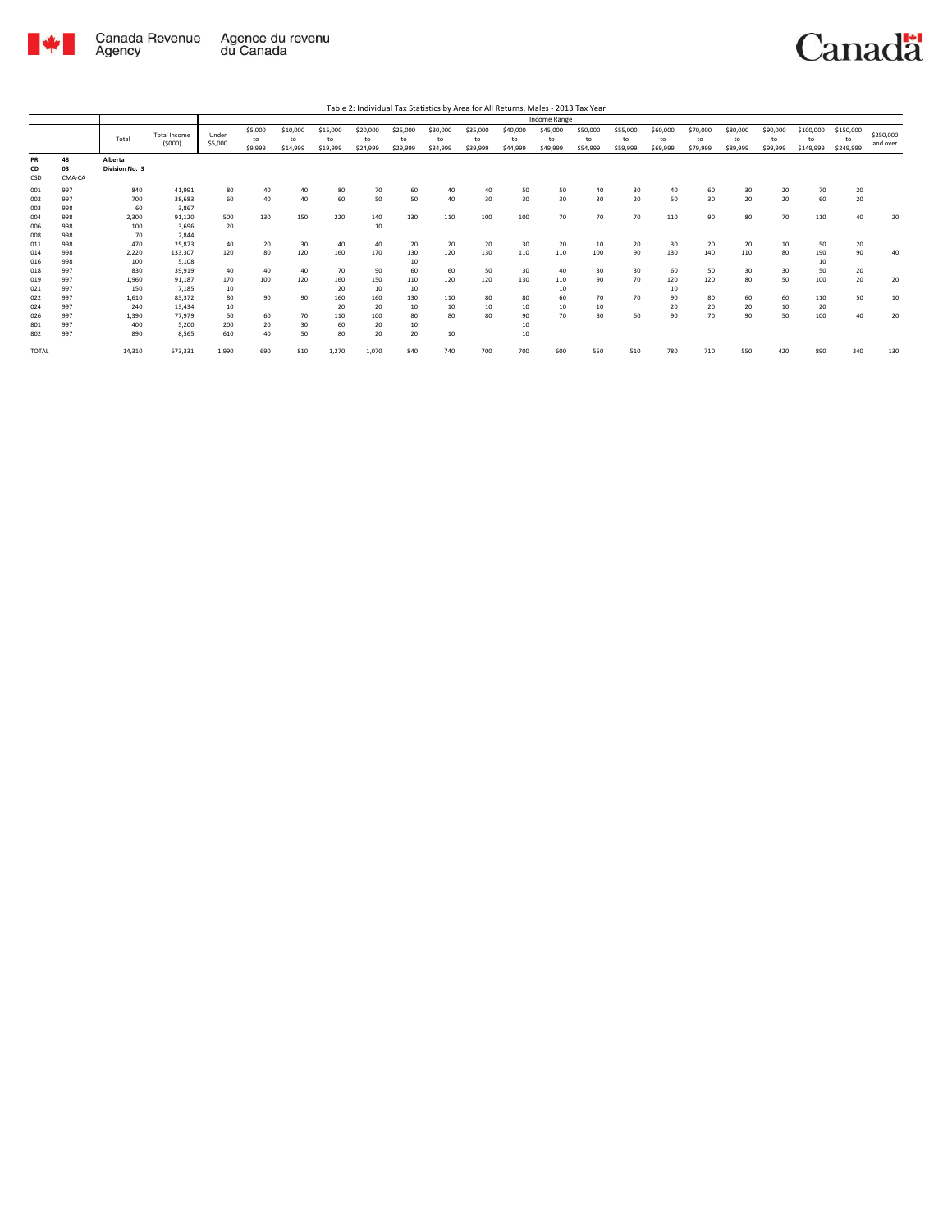Table 2: Individual Tax Statistics by Area for All Returns, Males - 2013 Tax Year

| | | Total | Total Income ($000) | Income Range | | | | | | | | | | | | | | | | | | |
|---|---|---|---|---|---|---|---|---|---|---|---|---|---|---|---|---|---|---|---|---|---|---|
| | | | | Under $5,000 | $5,000 to $9,999 | $10,000 to $14,999 | $15,000 to $19,999 | $20,000 to $24,999 | $25,000 to $29,999 | $30,000 to $34,999 | $35,000 to $39,999 | $40,000 to $44,999 | $45,000 to $49,999 | $50,000 to $54,999 | $55,000 to $59,999 | $60,000 to $69,999 | $70,000 to $79,999 | $80,000 to $89,999 | $90,000 to $99,999 | $100,000 to $149,999 | $150,000 to $249,999 | $250,000 and over |
| PR | 48 | Alberta | | | | | | | | | | | | | | | | | | | | |
| CD | 03 | Division No. 3 | | | | | | | | | | | | | | | | | | | | |
| CSD | CMA-CA | | | | | | | | | | | | | | | | | | | | | |
| 001 | 997 | 840 | 41,991 | 80 | 40 | 40 | 80 | 70 | 60 | 40 | 40 | 50 | 50 | 40 | 30 | 40 | 60 | 30 | 20 | 70 | 20 | |
| 002 | 997 | 700 | 38,683 | 60 | 40 | 40 | 60 | 50 | 50 | 40 | 30 | 30 | 30 | 30 | 20 | 50 | 30 | 20 | 20 | 60 | 20 | |
| 003 | 998 | 60 | 3,867 | | | | | | | | | | | | | | | | | | | |
| 004 | 998 | 2,300 | 91,120 | 500 | 130 | 150 | 220 | 140 | 130 | 110 | 100 | 100 | 70 | 70 | 70 | 110 | 90 | 80 | 70 | 110 | 40 | 20 |
| 006 | 998 | 100 | 3,696 | 20 | | | | 10 | | | | | | | | | | | | | | |
| 008 | 998 | 70 | 2,844 | | | | | | | | | | | | | | | | | | | |
| 011 | 998 | 470 | 25,873 | 40 | 20 | 30 | 40 | 40 | 20 | 20 | 20 | 30 | 20 | 10 | 20 | 30 | 20 | 20 | 10 | 50 | 20 | |
| 014 | 998 | 2,220 | 133,307 | 120 | 80 | 120 | 160 | 170 | 130 | 120 | 130 | 110 | 110 | 100 | 90 | 130 | 140 | 110 | 80 | 190 | 90 | 40 |
| 016 | 998 | 100 | 5,108 | | | | | | 10 | | | | | | | | | | | 10 | | |
| 018 | 997 | 830 | 39,919 | 40 | 40 | 40 | 70 | 90 | 60 | 60 | 50 | 30 | 40 | 30 | 30 | 60 | 50 | 30 | 30 | 50 | 20 | |
| 019 | 997 | 1,960 | 91,187 | 170 | 100 | 120 | 160 | 150 | 110 | 120 | 120 | 130 | 110 | 90 | 70 | 120 | 120 | 80 | 50 | 100 | 20 | 20 |
| 021 | 997 | 150 | 7,185 | 10 | | | 20 | 10 | 10 | | | | 10 | | | 10 | | | | | | |
| 022 | 997 | 1,610 | 83,372 | 80 | 90 | 90 | 160 | 160 | 130 | 110 | 80 | 80 | 60 | 70 | 70 | 90 | 80 | 60 | 60 | 110 | 50 | 10 |
| 024 | 997 | 240 | 13,434 | 10 | | | 20 | 20 | 10 | 10 | 10 | 10 | 10 | 10 | | 20 | 20 | 20 | 10 | 20 | | |
| 026 | 997 | 1,390 | 77,979 | 50 | 60 | 70 | 110 | 100 | 80 | 80 | 80 | 90 | 70 | 80 | 60 | 90 | 70 | 90 | 50 | 100 | 40 | 20 |
| 801 | 997 | 400 | 5,200 | 200 | 20 | 30 | 60 | 20 | 10 | | | 10 | | | | | | | | | | |
| 802 | 997 | 890 | 8,565 | 610 | 40 | 50 | 80 | 20 | 20 | 10 | | 10 | | | | | | | | | | |
| TOTAL | | 14,310 | 673,331 | 1,990 | 690 | 810 | 1,270 | 1,070 | 840 | 740 | 700 | 700 | 600 | 550 | 510 | 780 | 710 | 550 | 420 | 890 | 340 | 130 |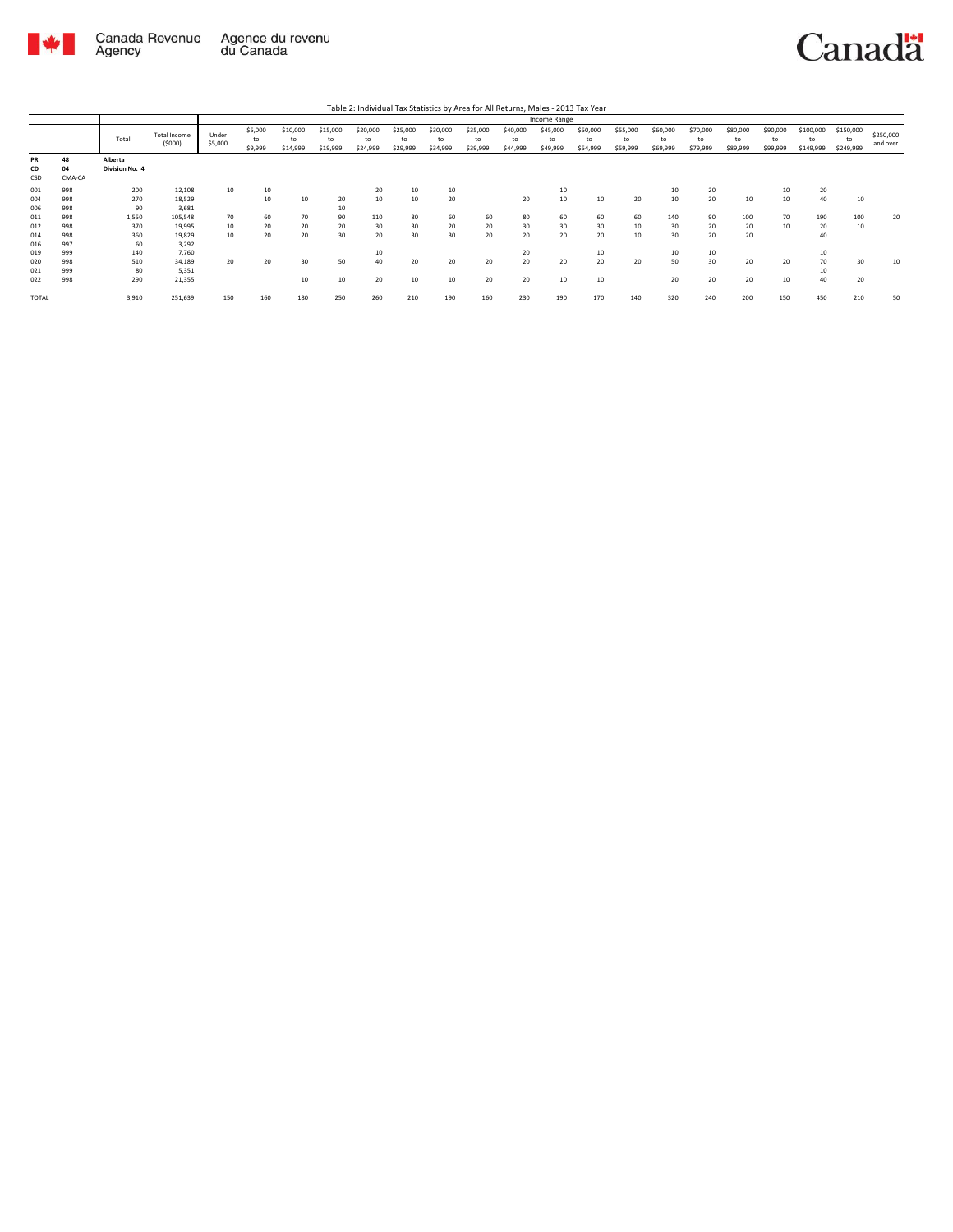Table 2: Individual Tax Statistics by Area for All Returns, Males - 2013 Tax Year

| | | Total | Total Income ($000) | Income Range | | | | | | | | | | | | | | | | | | |
|---|---|---|---|---|---|---|---|---|---|---|---|---|---|---|---|---|---|---|---|---|---|---|
| | | | | Under $5,000 | $5,000 to $9,999 | $10,000 to $14,999 | $15,000 to $19,999 | $20,000 to $24,999 | $25,000 to $29,999 | $30,000 to $34,999 | $35,000 to $39,999 | $40,000 to $44,999 | $45,000 to $49,999 | $50,000 to $54,999 | $55,000 to $59,999 | $60,000 to $69,999 | $70,000 to $79,999 | $80,000 to $89,999 | $90,000 to $99,999 | $100,000 to $149,999 | $150,000 to $249,999 | $250,000 and over |
| PR 48 | | Alberta | | | | | | | | | | | | | | | | | | | | |
| CD 04 | | Division No. 4 | | | | | | | | | | | | | | | | | | | | |
| CSD | CMA-CA | | | | | | | | | | | | | | | | | | | | | |
| 001 | 998 | 200 | 12,108 | 10 | 10 | | | 20 | 10 | 10 | | | 10 | | | 10 | 20 | | 10 | 20 | | |
| 004 | 998 | 270 | 18,529 | | 10 | 10 | 20 | 10 | 10 | 20 | | 20 | 10 | 10 | 20 | 10 | 20 | 10 | 10 | 40 | 10 | |
| 006 | 998 | 90 | 3,681 | | | | 10 | | | | | | | | | | | | | | | |
| 011 | 998 | 1,550 | 105,548 | 70 | 60 | 70 | 90 | 110 | 80 | 60 | 60 | 80 | 60 | 60 | 60 | 140 | 90 | 100 | 70 | 190 | 100 | 20 |
| 012 | 998 | 370 | 19,995 | 10 | 20 | 20 | 20 | 30 | 30 | 20 | 20 | 30 | 30 | 30 | 10 | 30 | 20 | 20 | 10 | 20 | 10 | |
| 014 | 998 | 360 | 19,829 | 10 | 20 | 20 | 30 | 20 | 30 | 30 | 20 | 20 | 20 | 20 | 10 | 30 | 20 | 20 | | 40 | | |
| 016 | 997 | 60 | 3,292 | | | | | | | | | | | | | | | | | | | |
| 019 | 999 | 140 | 7,760 | | | | | 10 | | | | 20 | | 10 | | 10 | 10 | | | 10 | | |
| 020 | 998 | 510 | 34,189 | 20 | 20 | 30 | 50 | 40 | 20 | 20 | 20 | 20 | 20 | 20 | 20 | 50 | 30 | 20 | 20 | 70 | 30 | 10 |
| 021 | 999 | 80 | 5,351 | | | | | | | | | | | | | | | | | 10 | | |
| 022 | 998 | 290 | 21,355 | | | 10 | 10 | 20 | 10 | 10 | 20 | 20 | 10 | 10 | | 20 | 20 | 20 | 10 | 40 | 20 | |
| TOTAL | | 3,910 | 251,639 | 150 | 160 | 180 | 250 | 260 | 210 | 190 | 160 | 230 | 190 | 170 | 140 | 320 | 240 | 200 | 150 | 450 | 210 | 50 |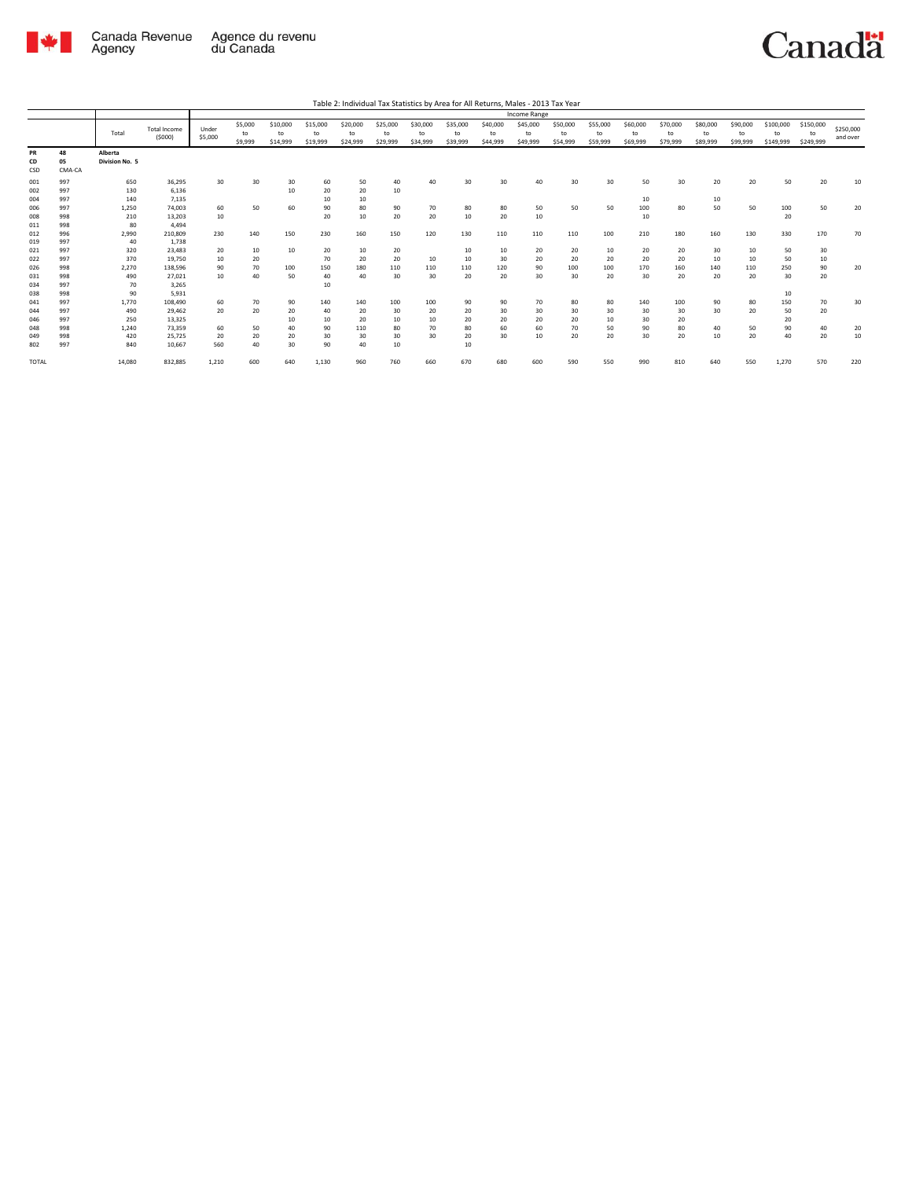Table 2: Individual Tax Statistics by Area for All Returns, Males - 2013 Tax Year

| | | Total | Total Income ($000) | Income Range | | | | | | | | | | | | | | | | | | |
|---|---|---|---|---|---|---|---|---|---|---|---|---|---|---|---|---|---|---|---|---|---|---|
| | | | | Under $5,000 | $5,000 to $9,999 | $10,000 to $14,999 | $15,000 to $19,999 | $20,000 to $24,999 | $25,000 to $29,999 | $30,000 to $34,999 | $35,000 to $39,999 | $40,000 to $44,999 | $45,000 to $49,999 | $50,000 to $54,999 | $55,000 to $59,999 | $60,000 to $69,999 | $70,000 to $79,999 | $80,000 to $89,999 | $90,000 to $99,999 | $100,000 to $149,999 | $150,000 to $249,999 | $250,000 and over |
| PR | 48 | Alberta | | | | | | | | | | | | | | | | | | | | |
| CD | 05 | Division No. 5 | | | | | | | | | | | | | | | | | | | | |
| CSD | CMA-CA | | | | | | | | | | | | | | | | | | | | | |
| 001 | 997 | 650 | 36,295 | 30 | 30 | 30 | 60 | 50 | 40 | 40 | 30 | 30 | 40 | 30 | 30 | 50 | 30 | 20 | 20 | 50 | 20 | 10 |
| 002 | 997 | 130 | 6,136 | | | 10 | 20 | 20 | 10 | | | | | | | | | | | | | |
| 004 | 997 | 140 | 7,135 | | | | 10 | 10 | | | | | | | | 10 | | 10 | | | | |
| 006 | 997 | 1,250 | 74,003 | 60 | 50 | 60 | 90 | 80 | 90 | 70 | 80 | 80 | 50 | 50 | 50 | 100 | 80 | 50 | 50 | 100 | 50 | 20 |
| 008 | 998 | 210 | 13,203 | 10 | | | 20 | 10 | 20 | 20 | 10 | 20 | 10 | | | 10 | | | | 20 | | |
| 011 | 998 | 80 | 4,494 | | | | | | | | | | | | | | | | | | | |
| 012 | 996 | 2,990 | 210,809 | 230 | 140 | 150 | 230 | 160 | 150 | 120 | 130 | 110 | 110 | 110 | 100 | 210 | 180 | 160 | 130 | 330 | 170 | 70 |
| 019 | 997 | 40 | 1,738 | | | | | | | | | | | | | | | | | | | |
| 021 | 997 | 320 | 23,483 | 20 | 10 | 10 | 20 | 10 | 20 | | 10 | 10 | 20 | 20 | 10 | 20 | 20 | 30 | 10 | 50 | 30 | |
| 022 | 997 | 370 | 19,750 | 10 | 20 | | 70 | 20 | 20 | 10 | 10 | 30 | 20 | 20 | 20 | 20 | 20 | 10 | 10 | 50 | 10 | |
| 026 | 998 | 2,270 | 138,596 | 90 | 70 | 100 | 150 | 180 | 110 | 110 | 110 | 120 | 90 | 100 | 100 | 170 | 160 | 140 | 110 | 250 | 90 | 20 |
| 031 | 998 | 490 | 27,021 | 10 | 40 | 50 | 40 | 40 | 30 | 30 | 20 | 20 | 30 | 30 | 20 | 30 | 20 | 20 | 20 | 30 | 20 | |
| 034 | 997 | 70 | 3,265 | | | | 10 | | | | | | | | | | | | | | | |
| 038 | 998 | 90 | 5,931 | | | | | | | | | | | | | | | | | 10 | | |
| 041 | 997 | 1,770 | 108,490 | 60 | 70 | 90 | 140 | 140 | 100 | 100 | 90 | 90 | 70 | 80 | 80 | 140 | 100 | 90 | 80 | 150 | 70 | 30 |
| 044 | 997 | 490 | 29,462 | 20 | 20 | 20 | 40 | 20 | 30 | 20 | 20 | 30 | 30 | 30 | 30 | 30 | 30 | 30 | 20 | 50 | 20 | |
| 046 | 997 | 250 | 13,325 | | | 10 | 10 | 20 | 10 | 10 | 20 | 20 | 20 | 20 | 10 | 30 | 20 | | | 20 | | |
| 048 | 998 | 1,240 | 73,359 | 60 | 50 | 40 | 90 | 110 | 80 | 70 | 80 | 60 | 60 | 70 | 50 | 90 | 80 | 40 | 50 | 90 | 40 | 20 |
| 049 | 998 | 420 | 25,725 | 20 | 20 | 20 | 30 | 30 | 30 | 30 | 20 | 30 | 10 | 20 | 20 | 30 | 20 | 10 | 20 | 40 | 20 | 10 |
| 802 | 997 | 840 | 10,667 | 560 | 40 | 30 | 90 | 40 | 10 | | 10 | | | | | | | | | | | |
| TOTAL | | 14,080 | 832,885 | 1,210 | 600 | 640 | 1,130 | 960 | 760 | 660 | 670 | 680 | 600 | 590 | 550 | 990 | 810 | 640 | 550 | 1,270 | 570 | 220 |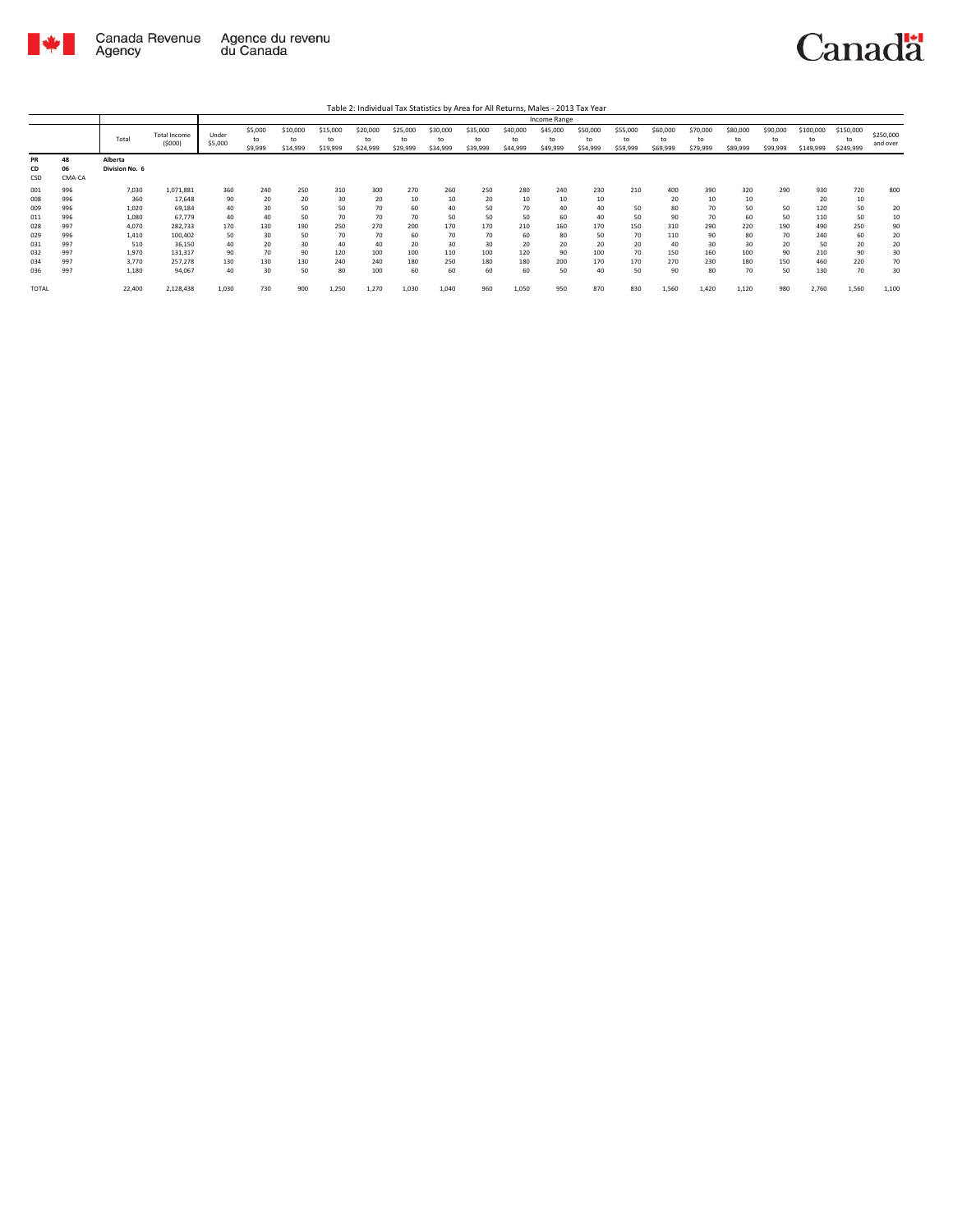Table 2: Individual Tax Statistics by Area for All Returns, Males - 2013 Tax Year

| | | Total | Total Income ($000) | Income Range | | | | | | | | | | | | | | | | | | |
|---|---|---|---|---|---|---|---|---|---|---|---|---|---|---|---|---|---|---|---|---|---|---|
| | | | | Under $5,000 | $5,000 to $9,999 | $10,000 to $14,999 | $15,000 to $19,999 | $20,000 to $24,999 | $25,000 to $29,999 | $30,000 to $34,999 | $35,000 to $39,999 | $40,000 to $44,999 | $45,000 to $49,999 | $50,000 to $54,999 | $55,000 to $59,999 | $60,000 to $69,999 | $70,000 to $79,999 | $80,000 to $89,999 | $90,000 to $99,999 | $100,000 to $149,999 | $150,000 to $249,999 | $250,000 and over |
| PR | 48 | Alberta | | | | | | | | | | | | | | | | | | | | |
| CD | 06 | Division No. 6 | | | | | | | | | | | | | | | | | | | | |
| CSD | CMA-CA | | | | | | | | | | | | | | | | | | | | | |
| 001 | 996 | 7,030 | 1,071,881 | 360 | 240 | 250 | 310 | 300 | 270 | 260 | 250 | 280 | 240 | 230 | 210 | 400 | 390 | 320 | 290 | 930 | 720 | 800 |
| 008 | 996 | 360 | 17,648 | 90 | 20 | 20 | 30 | 20 | 10 | 10 | 20 | 10 | 10 | 10 | | 20 | 10 | 10 | | 20 | 10 | |
| 009 | 996 | 1,020 | 69,184 | 40 | 30 | 50 | 50 | 70 | 60 | 40 | 50 | 70 | 40 | 40 | 50 | 80 | 70 | 50 | 50 | 120 | 50 | 20 |
| 011 | 996 | 1,080 | 67,779 | 40 | 40 | 50 | 70 | 70 | 70 | 50 | 50 | 50 | 60 | 40 | 50 | 90 | 70 | 60 | 50 | 110 | 50 | 10 |
| 028 | 997 | 4,070 | 282,733 | 170 | 130 | 190 | 250 | 270 | 200 | 170 | 170 | 210 | 160 | 170 | 150 | 310 | 290 | 220 | 190 | 490 | 250 | 90 |
| 029 | 996 | 1,410 | 100,402 | 50 | 30 | 50 | 70 | 70 | 60 | 70 | 70 | 60 | 80 | 50 | 70 | 110 | 90 | 80 | 70 | 240 | 60 | 20 |
| 031 | 997 | 510 | 36,150 | 40 | 20 | 30 | 40 | 40 | 20 | 30 | 30 | 20 | 20 | 20 | 20 | 40 | 30 | 30 | 20 | 50 | 20 | 20 |
| 032 | 997 | 1,970 | 131,317 | 90 | 70 | 90 | 120 | 100 | 100 | 110 | 100 | 120 | 90 | 100 | 70 | 150 | 160 | 100 | 90 | 210 | 90 | 30 |
| 034 | 997 | 3,770 | 257,278 | 130 | 130 | 130 | 240 | 240 | 180 | 250 | 180 | 180 | 200 | 170 | 170 | 270 | 230 | 180 | 150 | 460 | 220 | 70 |
| 036 | 997 | 1,180 | 94,067 | 40 | 30 | 50 | 80 | 100 | 60 | 60 | 60 | 60 | 50 | 40 | 50 | 90 | 80 | 70 | 50 | 130 | 70 | 30 |
| TOTAL | | 22,400 | 2,128,438 | 1,030 | 730 | 900 | 1,250 | 1,270 | 1,030 | 1,040 | 960 | 1,050 | 950 | 870 | 830 | 1,560 | 1,420 | 1,120 | 980 | 2,760 | 1,560 | 1,100 |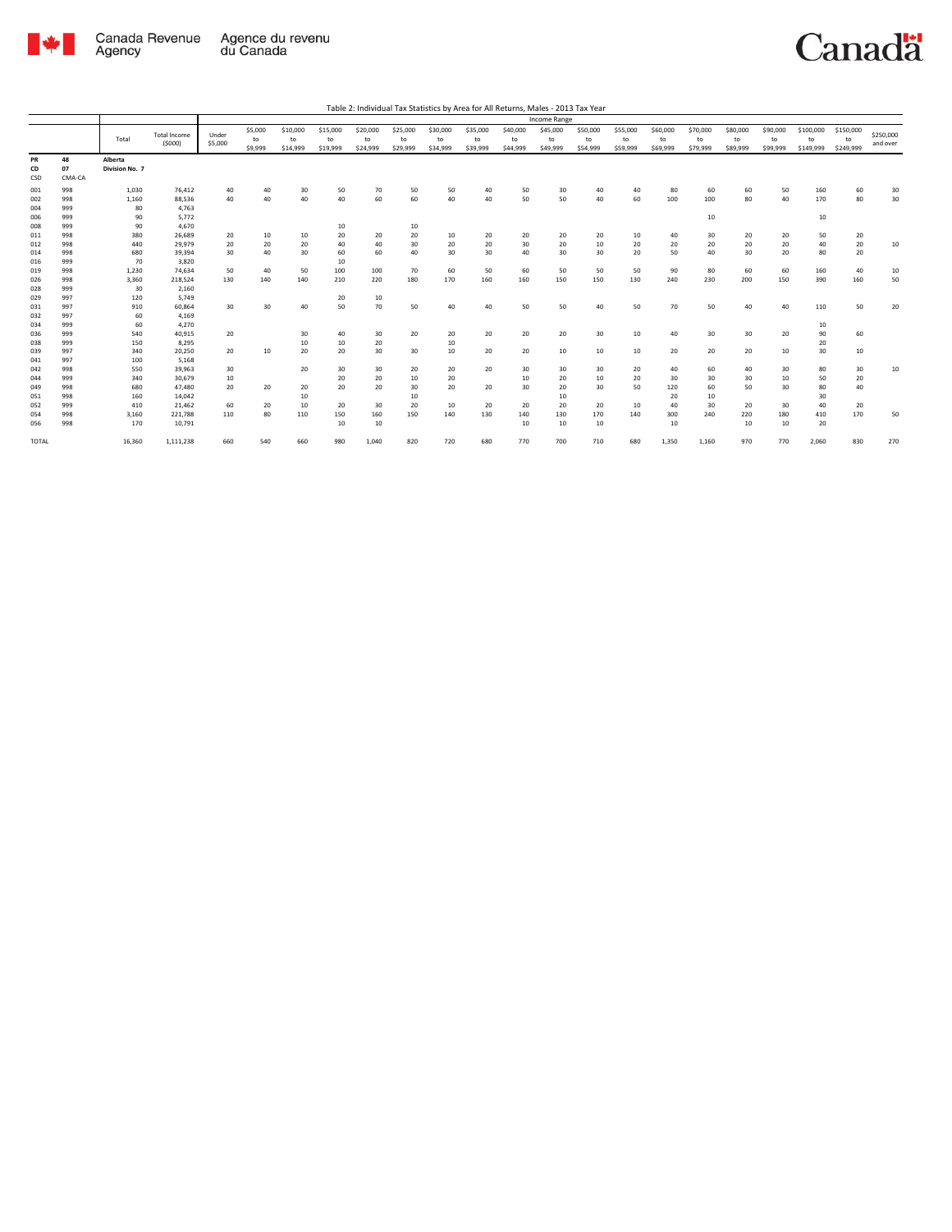Table 2: Individual Tax Statistics by Area for All Returns, Males - 2013 Tax Year

| | | Total | Total Income ($000) | Income Range | | | | | | | | | | | | | | | | | | |
|---|---|---|---|---|---|---|---|---|---|---|---|---|---|---|---|---|---|---|---|---|---|---|
| | | | | Under $5,000 | $5,000 to $9,999 | $10,000 to $14,999 | $15,000 to $19,999 | $20,000 to $24,999 | $25,000 to $29,999 | $30,000 to $34,999 | $35,000 to $39,999 | $40,000 to $44,999 | $45,000 to $49,999 | $50,000 to $54,999 | $55,000 to $59,999 | $60,000 to $69,999 | $70,000 to $79,999 | $80,000 to $89,999 | $90,000 to $99,999 | $100,000 to $149,999 | $150,000 to $249,999 | $250,000 and over |
| PR 48 | | Alberta | | | | | | | | | | | | | | | | | | | | |
| CD 07 | | Division No. 7 | | | | | | | | | | | | | | | | | | | | |
| CSD | CMA-CA | | | | | | | | | | | | | | | | | | | | | |
| 001 | 998 | 1,030 | 76,412 | 40 | 40 | 30 | 50 | 70 | 50 | 50 | 40 | 50 | 30 | 40 | 40 | 80 | 60 | 60 | 50 | 160 | 60 | 30 |
| 002 | 998 | 1,160 | 88,536 | 40 | 40 | 40 | 40 | 60 | 60 | 40 | 40 | 50 | 50 | 40 | 60 | 100 | 100 | 80 | 40 | 170 | 80 | 30 |
| 004 | 999 | 80 | 4,763 | | | | | | | | | | | | | | | | | | | |
| 006 | 999 | 90 | 5,772 | | | | | | | | | | | | | | 10 | | | 10 | | |
| 008 | 999 | 90 | 4,670 | | | | 10 | | 10 | | | | | | | | | | | | | |
| 011 | 998 | 380 | 26,689 | 20 | 10 | 10 | 20 | 20 | 20 | 10 | 20 | 20 | 20 | 20 | 10 | 40 | 30 | 20 | 20 | 50 | 20 | |
| 012 | 998 | 440 | 29,979 | 20 | 20 | 20 | 40 | 40 | 30 | 20 | 20 | 30 | 20 | 10 | 20 | 20 | 20 | 20 | 20 | 40 | 20 | 10 |
| 014 | 998 | 680 | 39,394 | 30 | 40 | 30 | 60 | 60 | 40 | 30 | 30 | 40 | 30 | 30 | 20 | 50 | 40 | 30 | 20 | 80 | 20 | |
| 016 | 999 | 70 | 3,820 | | | | 10 | | | | | | | | | | | | | | | |
| 019 | 998 | 1,230 | 74,634 | 50 | 40 | 50 | 100 | 100 | 70 | 60 | 50 | 60 | 50 | 50 | 50 | 90 | 80 | 60 | 60 | 160 | 40 | 10 |
| 026 | 998 | 3,360 | 218,524 | 130 | 140 | 140 | 210 | 220 | 180 | 170 | 160 | 160 | 150 | 150 | 130 | 240 | 230 | 200 | 150 | 390 | 160 | 50 |
| 028 | 999 | 30 | 2,160 | | | | | | | | | | | | | | | | | | | |
| 029 | 997 | 120 | 5,749 | | | | 20 | 10 | | | | | | | | | | | | | | |
| 031 | 997 | 910 | 60,864 | 30 | 30 | 40 | 50 | 70 | 50 | 40 | 40 | 50 | 50 | 40 | 50 | 70 | 50 | 40 | 40 | 110 | 50 | 20 |
| 032 | 997 | 60 | 4,169 | | | | | | | | | | | | | | | | | | | |
| 034 | 999 | 60 | 4,270 | | | | | | | | | | | | | | | | | 10 | | |
| 036 | 999 | 540 | 40,915 | 20 | | 30 | 40 | 30 | 20 | 20 | 20 | 20 | 20 | 30 | 10 | 40 | 30 | 30 | 20 | 90 | 60 | |
| 038 | 999 | 150 | 8,295 | | | 10 | 10 | 20 | | 10 | | | | | | | | | | 20 | | |
| 039 | 997 | 340 | 20,250 | 20 | 10 | 20 | 20 | 30 | 30 | 10 | 20 | 20 | 10 | 10 | 10 | 20 | 20 | 20 | 10 | 30 | 10 | |
| 041 | 997 | 100 | 5,168 | | | | | | | | | | | | | | | | | | | |
| 042 | 998 | 550 | 39,963 | 30 | | 20 | 30 | 30 | 20 | 20 | 20 | 30 | 30 | 30 | 20 | 40 | 60 | 40 | 30 | 80 | 30 | 10 |
| 044 | 999 | 340 | 30,679 | 10 | | | 20 | 20 | 10 | 20 | | 10 | 20 | 10 | 20 | 30 | 30 | 30 | 10 | 50 | 20 | |
| 049 | 998 | 680 | 47,480 | 20 | 20 | 20 | 20 | 20 | 30 | 20 | 20 | 30 | 20 | 30 | 50 | 120 | 60 | 50 | 30 | 80 | 40 | |
| 051 | 998 | 160 | 14,042 | | | 10 | | | 10 | | | | 10 | | | 20 | 10 | | | 30 | | |
| 052 | 999 | 410 | 21,462 | 60 | 20 | 10 | 20 | 30 | 20 | 10 | 20 | 20 | 20 | 20 | 10 | 40 | 30 | 20 | 30 | 40 | 20 | |
| 054 | 998 | 3,160 | 221,788 | 110 | 80 | 110 | 150 | 160 | 150 | 140 | 130 | 140 | 130 | 170 | 140 | 300 | 240 | 220 | 180 | 410 | 170 | 50 |
| 056 | 998 | 170 | 10,791 | | | | 10 | 10 | | | | 10 | 10 | 10 | | 10 | | 10 | 10 | 20 | | |
| TOTAL | | 16,360 | 1,111,238 | 660 | 540 | 660 | 980 | 1,040 | 820 | 720 | 680 | 770 | 700 | 710 | 680 | 1,350 | 1,160 | 970 | 770 | 2,060 | 830 | 270 |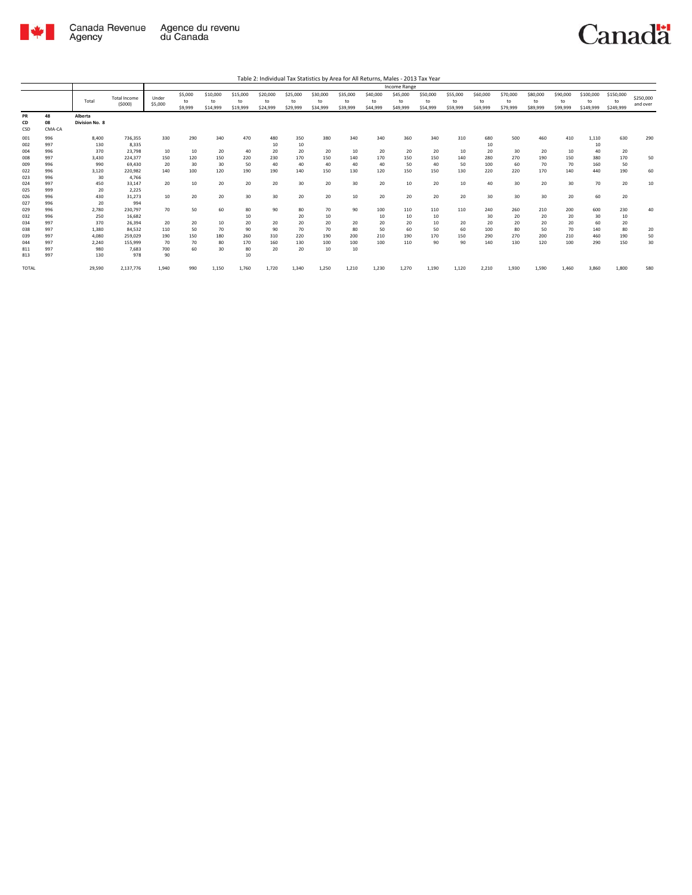Table 2: Individual Tax Statistics by Area for All Returns, Males - 2013 Tax Year

| | | Total | Total Income ($000) | Income Range | | | | | | | | | | | | | | | | | | | |
|---|---|---|---|---|---|---|---|---|---|---|---|---|---|---|---|---|---|---|---|---|---|---|---|
| | | | | Under $5,000 | $5,000 to $9,999 | $10,000 to $14,999 | $15,000 to $19,999 | $20,000 to $24,999 | $25,000 to $29,999 | $30,000 to $34,999 | $35,000 to $39,999 | $40,000 to $44,999 | $45,000 to $49,999 | $50,000 to $54,999 | $55,000 to $59,999 | $60,000 to $69,999 | $70,000 to $79,999 | $80,000 to $89,999 | $90,000 to $99,999 | $100,000 to $149,999 | $150,000 to $249,999 | $250,000 and over |
| PR | 48 | Alberta | | | | | | | | | | | | | | | | | | | | | |
| CD | 08 | Division No. 8 | | | | | | | | | | | | | | | | | | | | | |
| CSD | CMA-CA | | | | | | | | | | | | | | | | | | | | | | |
| 001 | 996 | 8,400 | 736,355 | 330 | 290 | 340 | 470 | 480 | 350 | 380 | 340 | 340 | 360 | 340 | 310 | 680 | 500 | 460 | 410 | 1,110 | 630 | 290 |
| 002 | 997 | 130 | 8,335 | | | | | 10 | 10 | | | | | | | 10 | | | | 10 | | |
| 004 | 996 | 370 | 23,798 | 10 | 10 | 20 | 40 | 20 | 20 | 20 | 10 | 20 | 20 | 20 | 10 | 20 | 30 | 20 | 10 | 40 | 20 | |
| 008 | 997 | 3,430 | 224,377 | 150 | 120 | 150 | 220 | 230 | 170 | 150 | 140 | 170 | 150 | 150 | 140 | 280 | 270 | 190 | 150 | 380 | 170 | 50 |
| 009 | 996 | 990 | 69,430 | 20 | 30 | 30 | 50 | 40 | 40 | 40 | 40 | 40 | 50 | 40 | 50 | 100 | 60 | 70 | 70 | 160 | 50 | |
| 022 | 996 | 3,120 | 220,982 | 140 | 100 | 120 | 190 | 190 | 140 | 150 | 130 | 120 | 150 | 150 | 130 | 220 | 220 | 170 | 140 | 440 | 190 | 60 |
| 023 | 996 | 30 | 4,766 | | | | | | | | | | | | | | | | | | | |
| 024 | 997 | 450 | 33,147 | 20 | 10 | 20 | 20 | 20 | 30 | 20 | 30 | 20 | 10 | 20 | 10 | 40 | 30 | 20 | 30 | 70 | 20 | 10 |
| 025 | 999 | 20 | 2,225 | | | | | | | | | | | | | | | | | | | |
| 026 | 996 | 430 | 31,273 | 10 | 20 | 20 | 30 | 30 | 20 | 20 | 10 | 20 | 20 | 20 | 20 | 30 | 30 | 30 | 20 | 60 | 20 | |
| 027 | 996 | 20 | 994 | | | | | | | | | | | | | | | | | | | |
| 029 | 996 | 2,780 | 230,797 | 70 | 50 | 60 | 80 | 90 | 80 | 70 | 90 | 100 | 110 | 110 | 110 | 240 | 260 | 210 | 200 | 600 | 230 | 40 |
| 032 | 996 | 250 | 16,682 | | | | 10 | | 20 | 10 | | 10 | 10 | 10 | | 30 | 20 | 20 | 20 | 30 | 10 | |
| 034 | 997 | 370 | 26,394 | 20 | 20 | 10 | 20 | 20 | 20 | 20 | 20 | 20 | 20 | 10 | 20 | 20 | 20 | 20 | 20 | 60 | 20 | |
| 038 | 997 | 1,380 | 84,532 | 110 | 50 | 70 | 90 | 90 | 70 | 70 | 80 | 50 | 60 | 50 | 60 | 100 | 80 | 50 | 70 | 140 | 80 | 20 |
| 039 | 997 | 4,080 | 259,029 | 190 | 150 | 180 | 260 | 310 | 220 | 190 | 200 | 210 | 190 | 170 | 150 | 290 | 270 | 200 | 210 | 460 | 190 | 50 |
| 044 | 997 | 2,240 | 155,999 | 70 | 70 | 80 | 170 | 160 | 130 | 100 | 100 | 100 | 110 | 90 | 90 | 140 | 130 | 120 | 100 | 290 | 150 | 30 |
| 811 | 997 | 980 | 7,683 | 700 | 60 | 30 | 80 | 20 | 20 | 10 | 10 | | | | | | | | | | | |
| 813 | 997 | 130 | 978 | 90 | | | 10 | | | | | | | | | | | | | | | |
| TOTAL | | 29,590 | 2,137,776 | 1,940 | 990 | 1,150 | 1,760 | 1,720 | 1,340 | 1,250 | 1,210 | 1,230 | 1,270 | 1,190 | 1,120 | 2,210 | 1,930 | 1,590 | 1,460 | 3,860 | 1,800 | 580 |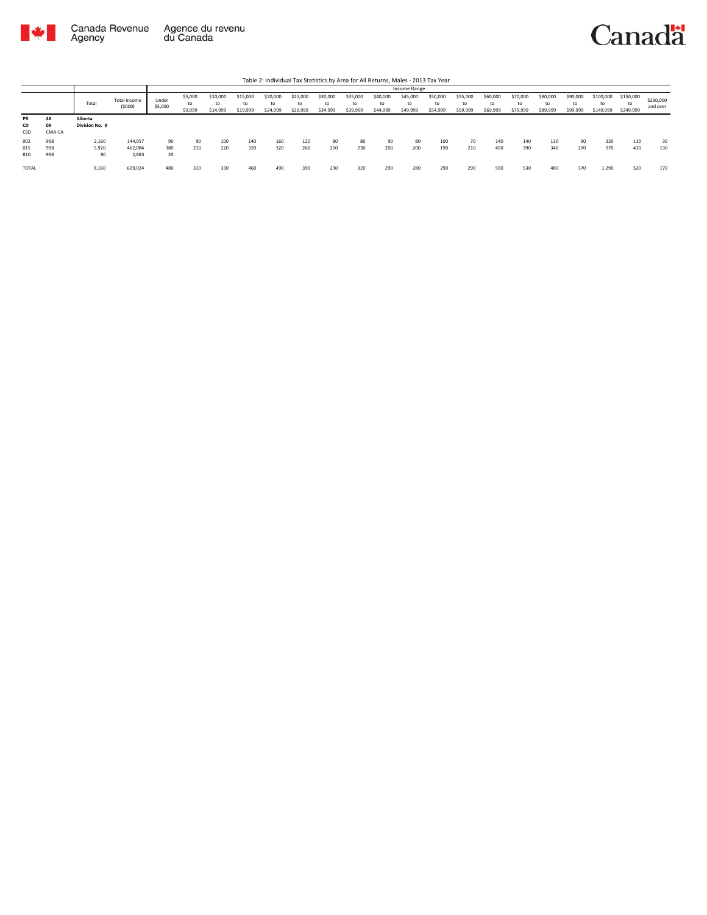Canada Revenue Agency | Agence du revenu du Canada

Table 2: Individual Tax Statistics by Area for All Returns, Males - 2013 Tax Year

| | | Total | Total Income ($000) | Income Range | | | | | | | | | | | | | | | | | | | |
|---|---|---|---|---|---|---|---|---|---|---|---|---|---|---|---|---|---|---|---|---|---|---|---|
| | | | | Under $5,000 | $5,000 to $9,999 | $10,000 to $14,999 | $15,000 to $19,999 | $20,000 to $24,999 | $25,000 to $29,999 | $30,000 to $34,999 | $35,000 to $39,999 | $40,000 to $44,999 | $45,000 to $49,999 | $50,000 to $54,999 | $55,000 to $59,999 | $60,000 to $69,999 | $70,000 to $79,999 | $80,000 to $89,999 | $90,000 to $99,999 | $100,000 to $149,999 | $150,000 to $249,999 | $250,000 and over |
| **PR** | **48** | **Alberta** | | | | | | | | | | | | | | | | | | | | | |
| **CD** | **09** | **Division No. 9** | | | | | | | | | | | | | | | | | | | | | |
| CSD | CMA-CA | | | | | | | | | | | | | | | | | | | | | | |
| 002 | 998 | 2,160 | 144,057 | 90 | 90 | 100 | 140 | 160 | 120 | 80 | 80 | 90 | 80 | 100 | 70 | 140 | 140 | 130 | 90 | 320 | 110 | 30 |
| 015 | 998 | 5,920 | 462,084 | 380 | 210 | 220 | 320 | 320 | 260 | 210 | 230 | 200 | 200 | 190 | 210 | 450 | 390 | 340 | 270 | 970 | 410 | 130 |
| 810 | 998 | 80 | 2,883 | 20 | | | | | | | | | | | | | | | | | | |
| TOTAL | | 8,160 | 609,024 | 480 | 310 | 330 | 460 | 490 | 390 | 290 | 320 | 290 | 280 | 290 | 290 | 590 | 530 | 480 | 370 | 1,290 | 520 | 170 |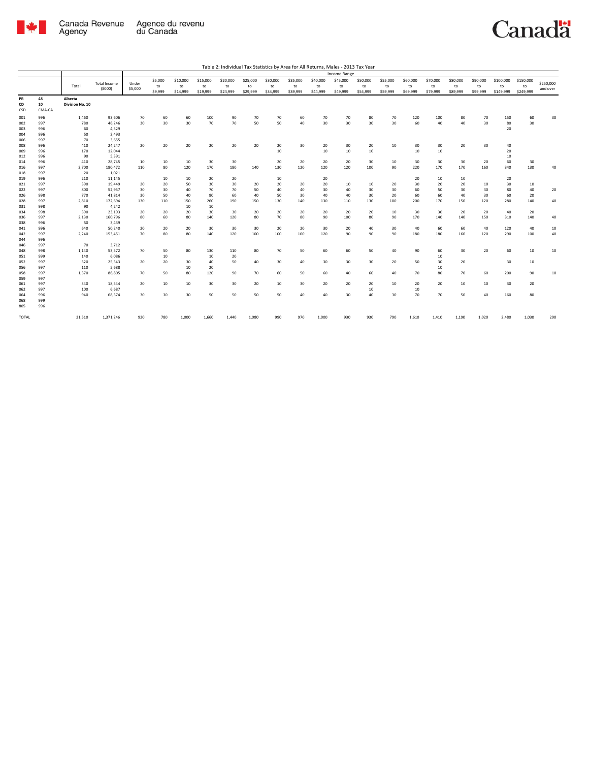Table 2: Individual Tax Statistics by Area for All Returns, Males - 2013 Tax Year

| | | Total | Total Income ($000) | Income Range | | | | | | | | | | | | | | | | | | | |
|---|---|---|---|---|---|---|---|---|---|---|---|---|---|---|---|---|---|---|---|---|---|---|---|
| | | | | Under $5,000 | $5,000 to $9,999 | $10,000 to $14,999 | $15,000 to $19,999 | $20,000 to $24,999 | $25,000 to $29,999 | $30,000 to $34,999 | $35,000 to $39,999 | $40,000 to $44,999 | $45,000 to $49,999 | $50,000 to $54,999 | $55,000 to $59,999 | $60,000 to $69,999 | $70,000 to $79,999 | $80,000 to $89,999 | $90,000 to $99,999 | $100,000 to $149,999 | $150,000 to $249,999 | $250,000 and over |
| PR 48 | | Alberta | | | | | | | | | | | | | | | | | | | | | |
| CD 10 | | Division No. 10 | | | | | | | | | | | | | | | | | | | | | |
| CSD | CMA-CA | | | | | | | | | | | | | | | | | | | | | | |
| 001 | 996 | 1,460 | 93,606 | 70 | 60 | 60 | 100 | 90 | 70 | 70 | 60 | 70 | 70 | 80 | 70 | 120 | 100 | 80 | 70 | 150 | 60 | 30 |
| 002 | 997 | 780 | 46,246 | 30 | 30 | 30 | 70 | 70 | 50 | 50 | 40 | 30 | 30 | 30 | 30 | 60 | 40 | 40 | 30 | 80 | 30 | |
| 003 | 996 | 60 | 4,329 | | | | | | | | | | | | | | | | | 20 | | |
| 004 | 996 | 50 | 2,493 | | | | | | | | | | | | | | | | | | | |
| 006 | 997 | 70 | 3,655 | | | | | | | | | | | | | | | | | | | |
| 008 | 996 | 410 | 24,247 | 20 | 20 | 20 | 20 | 20 | 20 | 20 | 30 | 20 | 30 | 20 | 10 | 30 | 30 | 20 | 30 | 40 | | |
| 009 | 996 | 170 | 12,044 | | | | | | | 10 | | 10 | 10 | 10 | | 10 | 10 | | | 20 | | |
| 012 | 996 | 90 | 5,391 | | | | | | | | | | | | | | | | | 10 | | |
| 014 | 996 | 410 | 28,745 | 10 | 10 | 10 | 30 | 30 | | 20 | 20 | 20 | 20 | 30 | 10 | 30 | 30 | 30 | 20 | 60 | 30 | |
| 016 | 997 | 2,700 | 180,472 | 110 | 80 | 120 | 170 | 180 | 140 | 130 | 120 | 120 | 120 | 100 | 90 | 220 | 170 | 170 | 160 | 340 | 130 | 40 |
| 018 | 997 | 20 | 1,021 | | | | | | | | | | | | | | | | | | | |
| 019 | 996 | 210 | 11,145 | | 10 | 10 | 20 | 20 | | 10 | | 20 | | | | 20 | 10 | 10 | | 20 | | |
| 021 | 997 | 390 | 19,449 | 20 | 20 | 50 | 30 | 30 | 20 | 20 | 20 | 20 | 10 | 10 | 20 | 30 | 20 | 20 | 10 | 30 | 10 | |
| 022 | 997 | 800 | 52,957 | 30 | 30 | 40 | 70 | 70 | 50 | 40 | 40 | 30 | 40 | 30 | 30 | 60 | 50 | 30 | 30 | 80 | 40 | 20 |
| 026 | 998 | 770 | 41,814 | 30 | 50 | 40 | 80 | 60 | 40 | 50 | 30 | 40 | 40 | 30 | 20 | 60 | 60 | 40 | 30 | 60 | 20 | |
| 028 | 997 | 2,810 | 172,694 | 130 | 110 | 150 | 260 | 190 | 150 | 130 | 140 | 130 | 110 | 130 | 100 | 200 | 170 | 150 | 120 | 280 | 140 | 40 |
| 031 | 998 | 90 | 4,242 | | | 10 | 10 | | | | | | | | | | | | | | | |
| 034 | 998 | 390 | 23,193 | 20 | 20 | 20 | 30 | 30 | 20 | 20 | 20 | 20 | 20 | 20 | 10 | 30 | 30 | 20 | 20 | 40 | 20 | |
| 036 | 997 | 2,130 | 160,796 | 80 | 60 | 80 | 140 | 120 | 80 | 70 | 80 | 90 | 100 | 80 | 90 | 170 | 140 | 140 | 150 | 310 | 140 | 40 |
| 038 | 996 | 50 | 3,439 | | | | | | | | | | | | | | | | | | | |
| 041 | 996 | 640 | 50,240 | 20 | 20 | 20 | 30 | 30 | 30 | 20 | 20 | 30 | 20 | 40 | 30 | 40 | 60 | 60 | 40 | 120 | 40 | 10 |
| 042 | 997 | 2,240 | 153,451 | 70 | 80 | 80 | 140 | 120 | 100 | 100 | 100 | 120 | 90 | 90 | 90 | 180 | 180 | 160 | 120 | 290 | 100 | 40 |
| 044 | 996 | | | | | | | | | | | | | | | | | | | | | |
| 046 | 997 | 70 | 3,712 | | | | | | | | | | | | | | | | | | | |
| 048 | 998 | 1,140 | 53,572 | 70 | 50 | 80 | 130 | 110 | 80 | 70 | 50 | 60 | 60 | 50 | 40 | 90 | 60 | 30 | 20 | 60 | 10 | 10 |
| 051 | 999 | 140 | 6,086 | | 10 | | 10 | 20 | | | | | | | | | 10 | | | | | |
| 052 | 997 | 520 | 25,343 | 20 | 20 | 30 | 40 | 50 | 40 | 30 | 40 | 30 | 30 | 30 | 20 | 50 | 30 | 20 | | 30 | 10 | |
| 056 | 997 | 110 | 5,688 | | | 10 | 20 | | | | | | | | | | 10 | | | | | |
| 058 | 997 | 1,370 | 86,805 | 70 | 50 | 80 | 120 | 90 | 70 | 60 | 50 | 60 | 40 | 60 | 40 | 70 | 80 | 70 | 60 | 200 | 90 | 10 |
| 059 | 997 | | | | | | | | | | | | | | | | | | | | | |
| 061 | 997 | 340 | 18,544 | 20 | 10 | 10 | 30 | 30 | 20 | 10 | 30 | 20 | 20 | 20 | 10 | 20 | 20 | 10 | 10 | 30 | 20 | |
| 062 | 997 | 100 | 6,687 | | | | | | | | | | | 10 | | 10 | | | | | | |
| 064 | 996 | 940 | 68,374 | 30 | 30 | 30 | 50 | 50 | 50 | 50 | 40 | 40 | 30 | 40 | 30 | 70 | 70 | 50 | 40 | 160 | 80 | |
| 068 | 999 | | | | | | | | | | | | | | | | | | | | | |
| 805 | 996 | | | | | | | | | | | | | | | | | | | | | |
| TOTAL | | 21,510 | 1,371,246 | 920 | 780 | 1,000 | 1,660 | 1,440 | 1,080 | 990 | 970 | 1,000 | 930 | 930 | 790 | 1,610 | 1,410 | 1,190 | 1,020 | 2,480 | 1,030 | 290 |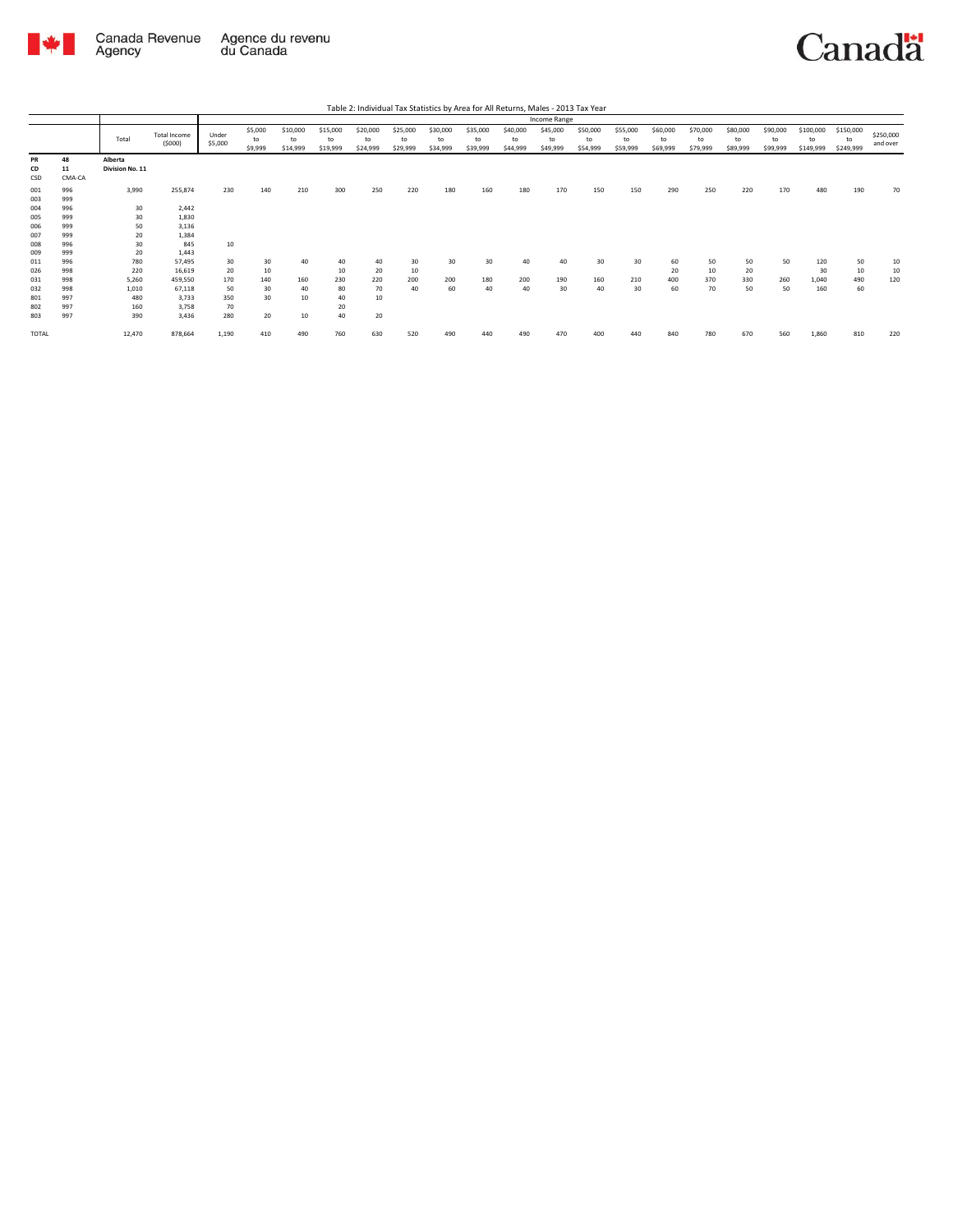Table 2: Individual Tax Statistics by Area for All Returns, Males - 2013 Tax Year

| | | Total | Total Income ($000) | Income Range | | | | | | | | | | | | | | | | | | |
|---|---|---|---|---|---|---|---|---|---|---|---|---|---|---|---|---|---|---|---|---|---|---|
| | | | | Under $5,000 | $5,000 to $9,999 | $10,000 to $14,999 | $15,000 to $19,999 | $20,000 to $24,999 | $25,000 to $29,999 | $30,000 to $34,999 | $35,000 to $39,999 | $40,000 to $44,999 | $45,000 to $49,999 | $50,000 to $54,999 | $55,000 to $59,999 | $60,000 to $69,999 | $70,000 to $79,999 | $80,000 to $89,999 | $90,000 to $99,999 | $100,000 to $149,999 | $150,000 to $249,999 | $250,000 and over |
| **PR** | **48** | **Alberta** | | | | | | | | | | | | | | | | | | | | |
| **CD** | **11** | **Division No. 11** | | | | | | | | | | | | | | | | | | | | |
| CSD | CMA-CA | | | | | | | | | | | | | | | | | | | | | |
| 001 | 996 | 3,990 | 255,874 | 230 | 140 | 210 | 300 | 250 | 220 | 180 | 160 | 180 | 170 | 150 | 150 | 290 | 250 | 220 | 170 | 480 | 190 | 70 |
| 003 | 999 | | | | | | | | | | | | | | | | | | | | | |
| 004 | 996 | 30 | 2,442 | | | | | | | | | | | | | | | | | | | |
| 005 | 999 | 30 | 1,830 | | | | | | | | | | | | | | | | | | | |
| 006 | 999 | 50 | 3,136 | | | | | | | | | | | | | | | | | | | |
| 007 | 999 | 20 | 1,384 | | | | | | | | | | | | | | | | | | | |
| 008 | 996 | 30 | 845 | 10 | | | | | | | | | | | | | | | | | | |
| 009 | 999 | 20 | 1,443 | | | | | | | | | | | | | | | | | | | |
| 011 | 996 | 780 | 57,495 | 30 | 30 | 40 | 40 | 40 | 30 | 30 | 30 | 40 | 40 | 30 | 30 | 60 | 50 | 50 | 50 | 120 | 50 | 10 |
| 026 | 998 | 220 | 16,619 | 20 | 10 | | 10 | 20 | 10 | | | | | | | 20 | 10 | 20 | | 30 | 10 | 10 |
| 031 | 998 | 5,260 | 459,550 | 170 | 140 | 160 | 230 | 220 | 200 | 200 | 180 | 200 | 190 | 160 | 210 | 400 | 370 | 330 | 260 | 1,040 | 490 | 120 |
| 032 | 998 | 1,010 | 67,118 | 50 | 30 | 40 | 80 | 70 | 40 | 60 | 40 | 40 | 30 | 40 | 30 | 60 | 70 | 50 | 50 | 160 | 60 | |
| 801 | 997 | 480 | 3,733 | 350 | 30 | 10 | 40 | 10 | | | | | | | | | | | | | | |
| 802 | 997 | 160 | 3,758 | 70 | | | 20 | | | | | | | | | | | | | | | |
| 803 | 997 | 390 | 3,436 | 280 | 20 | 10 | 40 | 20 | | | | | | | | | | | | | | |
| TOTAL | | 12,470 | 878,664 | 1,190 | 410 | 490 | 760 | 630 | 520 | 490 | 440 | 490 | 470 | 400 | 440 | 840 | 780 | 670 | 560 | 1,860 | 810 | 220 |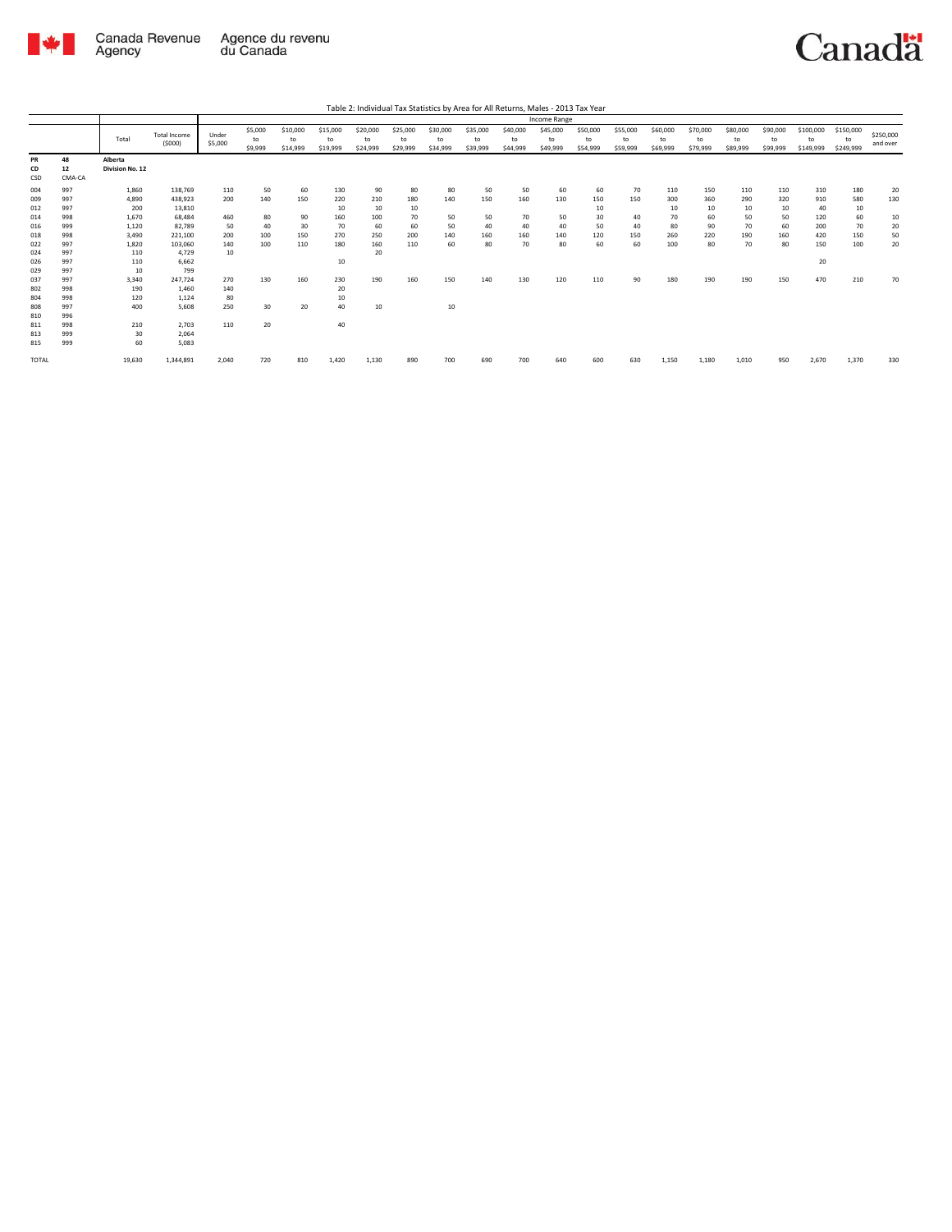Table 2: Individual Tax Statistics by Area for All Returns, Males - 2013 Tax Year

| | | Total | Total Income ($000) | Income Range | | | | | | | | | | | | | | | | | | |
|---|---|---|---|---|---|---|---|---|---|---|---|---|---|---|---|---|---|---|---|---|---|---|
| | | | | Under $5,000 | $5,000 to $9,999 | $10,000 to $14,999 | $15,000 to $19,999 | $20,000 to $24,999 | $25,000 to $29,999 | $30,000 to $34,999 | $35,000 to $39,999 | $40,000 to $44,999 | $45,000 to $49,999 | $50,000 to $54,999 | $55,000 to $59,999 | $60,000 to $69,999 | $70,000 to $79,999 | $80,000 to $89,999 | $90,000 to $99,999 | $100,000 to $149,999 | $150,000 to $249,999 | $250,000 and over |
| **PR** | **48** | **Alberta** | | | | | | | | | | | | | | | | | | | | |
| **CD** | **12** | **Division No. 12** | | | | | | | | | | | | | | | | | | | | |
| CSD | CMA-CA | | | | | | | | | | | | | | | | | | | | | |
| 004 | 997 | 1,860 | 138,769 | 110 | 50 | 60 | 130 | 90 | 80 | 80 | 50 | 50 | 60 | 60 | 70 | 110 | 150 | 110 | 110 | 310 | 180 | 20 |
| 009 | 997 | 4,890 | 438,923 | 200 | 140 | 150 | 220 | 210 | 180 | 140 | 150 | 160 | 130 | 150 | 150 | 300 | 360 | 290 | 320 | 910 | 580 | 130 |
| 012 | 997 | 200 | 13,810 | | | | 10 | 10 | 10 | | | | | 10 | | 10 | 10 | 10 | 10 | 40 | 10 | |
| 014 | 998 | 1,670 | 68,484 | 460 | 80 | 90 | 160 | 100 | 70 | 50 | 50 | 70 | 50 | 30 | 40 | 70 | 60 | 50 | 50 | 120 | 60 | 10 |
| 016 | 999 | 1,120 | 82,789 | 50 | 40 | 30 | 70 | 60 | 60 | 50 | 40 | 40 | 40 | 50 | 40 | 80 | 90 | 70 | 60 | 200 | 70 | 20 |
| 018 | 998 | 3,490 | 221,100 | 200 | 100 | 150 | 270 | 250 | 200 | 140 | 160 | 160 | 140 | 120 | 150 | 260 | 220 | 190 | 160 | 420 | 150 | 50 |
| 022 | 997 | 1,820 | 103,060 | 140 | 100 | 110 | 180 | 160 | 110 | 60 | 80 | 70 | 80 | 60 | 60 | 100 | 80 | 70 | 80 | 150 | 100 | 20 |
| 024 | 997 | 110 | 4,729 | 10 | | | | 20 | | | | | | | | | | | | | | |
| 026 | 997 | 110 | 6,662 | | | | 10 | | | | | | | | | | | | | 20 | | |
| 029 | 997 | 10 | 799 | | | | | | | | | | | | | | | | | | | |
| 037 | 997 | 3,340 | 247,724 | 270 | 130 | 160 | 230 | 190 | 160 | 150 | 140 | 130 | 120 | 110 | 90 | 180 | 190 | 190 | 150 | 470 | 210 | 70 |
| 802 | 998 | 190 | 1,460 | 140 | | | 20 | | | | | | | | | | | | | | | |
| 804 | 998 | 120 | 1,124 | 80 | | | 10 | | | | | | | | | | | | | | | |
| 808 | 997 | 400 | 5,608 | 250 | 30 | 20 | 40 | 10 | | 10 | | | | | | | | | | | | |
| 810 | 996 | | | | | | | | | | | | | | | | | | | | | |
| 811 | 998 | 210 | 2,703 | 110 | 20 | | 40 | | | | | | | | | | | | | | | |
| 813 | 999 | 30 | 2,064 | | | | | | | | | | | | | | | | | | | |
| 815 | 999 | 60 | 5,083 | | | | | | | | | | | | | | | | | | | |
| TOTAL | | 19,630 | 1,344,891 | 2,040 | 720 | 810 | 1,420 | 1,130 | 890 | 700 | 690 | 700 | 640 | 600 | 630 | 1,150 | 1,180 | 1,010 | 950 | 2,670 | 1,370 | 330 |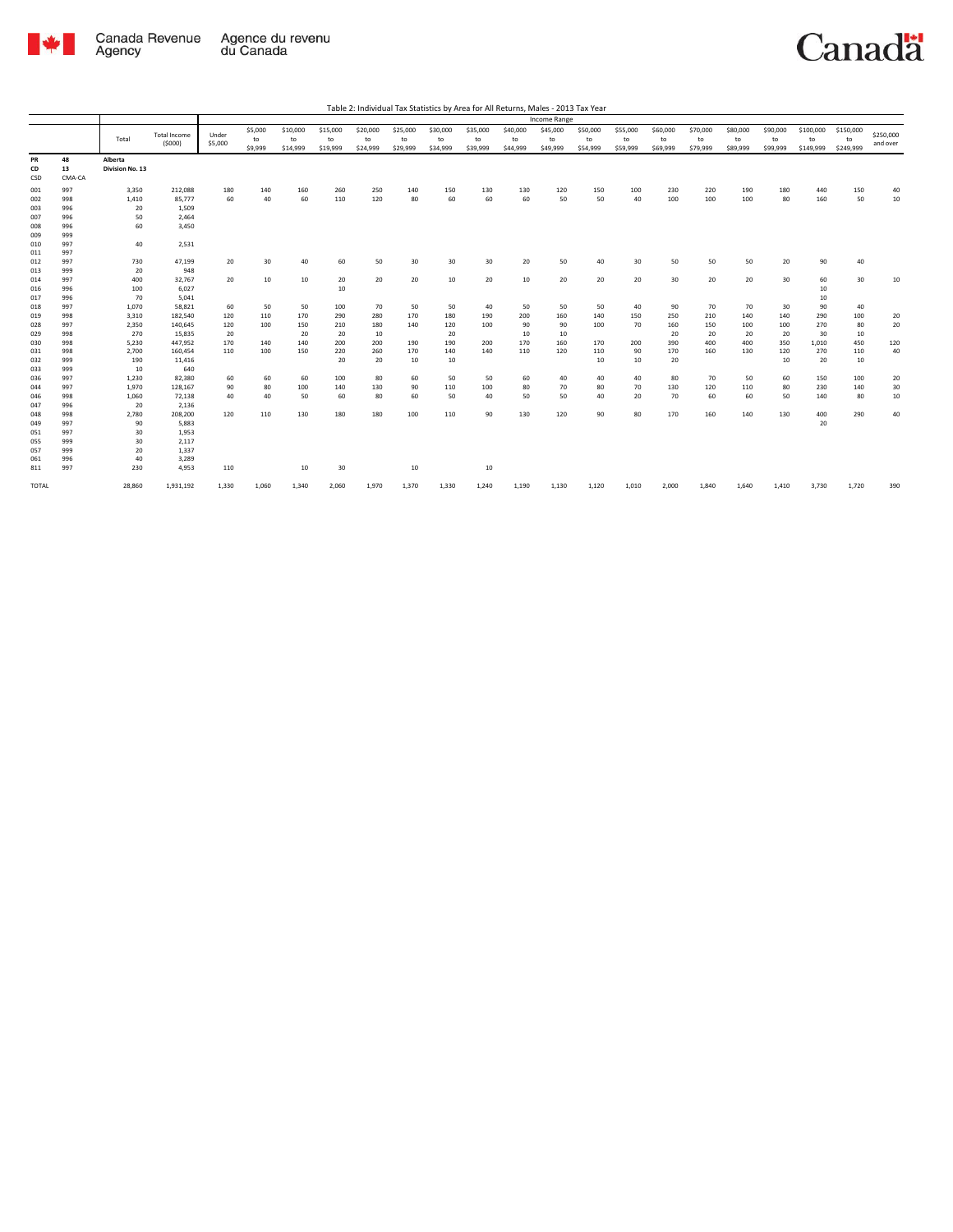Table 2: Individual Tax Statistics by Area for All Returns, Males - 2013 Tax Year

| PR | CD | CSD | Total | Total Income ($000) | Under $5,000 | $5,000 to $9,999 | $10,000 to $14,999 | $15,000 to $19,999 | $20,000 to $24,999 | $25,000 to $29,999 | $30,000 to $34,999 | $35,000 to $39,999 | $40,000 to $44,999 | $45,000 to $49,999 | $50,000 to $54,999 | $55,000 to $59,999 | $60,000 to $69,999 | $70,000 to $79,999 | $80,000 to $89,999 | $90,000 to $99,999 | $100,000 to $149,999 | $150,000 to $249,999 | $250,000 and over |
|---|---|---|---|---|---|---|---|---|---|---|---|---|---|---|---|---|---|---|---|---|---|---|---|
| 48 | 13 | CMA-CA | Alberta Division No. 13 | | | | | | | | | | | | | | | | | | | | |
| 001 | 997 | | 3,350 | 212,088 | 180 | 140 | 160 | 260 | 250 | 140 | 150 | 130 | 130 | 120 | 150 | 100 | 230 | 220 | 190 | 180 | 440 | 150 | 40 |
| 002 | 998 | | 1,410 | 85,777 | 60 | 40 | 60 | 110 | 120 | 80 | 60 | 60 | 60 | 50 | 50 | 40 | 100 | 100 | 100 | 80 | 160 | 50 | 10 |
| 003 | 996 | | 20 | 1,509 | | | | | | | | | | | | | | | | | | | |
| 007 | 996 | | 50 | 2,464 | | | | | | | | | | | | | | | | | | | |
| 008 | 996 | | 60 | 3,450 | | | | | | | | | | | | | | | | | | | |
| 009 | 999 | | | | | | | | | | | | | | | | | | | | | | |
| 010 | 997 | | 40 | 2,531 | | | | | | | | | | | | | | | | | | | |
| 011 | 997 | | | | | | | | | | | | | | | | | | | | | | |
| 012 | 997 | | 730 | 47,199 | 20 | 30 | 40 | 60 | 50 | 30 | 30 | 30 | 20 | 50 | 40 | 30 | 50 | 50 | 50 | 20 | 90 | 40 | |
| 013 | 999 | | 20 | 948 | | | | | | | | | | | | | | | | | | | |
| 014 | 997 | | 400 | 32,767 | 20 | 10 | 10 | 20 | 20 | 20 | 10 | 20 | 10 | 20 | 20 | 20 | 30 | 20 | 20 | 30 | 60 | 30 | 10 |
| 016 | 996 | | 100 | 6,027 | | | | 10 | | | | | | | | | | | | | 10 | | |
| 017 | 996 | | 70 | 5,041 | | | | | | | | | | | | | | | | | 10 | | |
| 018 | 997 | | 1,070 | 58,821 | 60 | 50 | 50 | 100 | 70 | 50 | 50 | 40 | 50 | 50 | 50 | 40 | 90 | 70 | 70 | 30 | 90 | 40 | |
| 019 | 998 | | 3,310 | 182,540 | 120 | 110 | 170 | 290 | 280 | 170 | 180 | 190 | 200 | 160 | 140 | 150 | 250 | 210 | 140 | 140 | 290 | 100 | 20 |
| 028 | 997 | | 2,350 | 140,645 | 120 | 100 | 150 | 210 | 180 | 140 | 120 | 100 | 90 | 90 | 100 | 70 | 160 | 150 | 100 | 100 | 270 | 80 | 20 |
| 029 | 998 | | 270 | 15,835 | 20 | | 20 | 20 | 10 | | 20 | | 10 | 10 | | | 20 | 20 | 20 | 20 | 30 | 10 | |
| 030 | 998 | | 5,230 | 447,952 | 170 | 140 | 140 | 200 | 200 | 190 | 190 | 200 | 170 | 160 | 170 | 200 | 390 | 400 | 400 | 350 | 1,010 | 450 | 120 |
| 031 | 998 | | 2,700 | 160,454 | 110 | 100 | 150 | 220 | 260 | 170 | 140 | 140 | 110 | 120 | 110 | 90 | 170 | 160 | 130 | 120 | 270 | 110 | 40 |
| 032 | 999 | | 190 | 11,416 | | | | 20 | 20 | 10 | 10 | | | | 10 | 10 | 20 | | | 10 | 20 | 10 | |
| 033 | 999 | | 10 | 640 | | | | | | | | | | | | | | | | | | | |
| 036 | 997 | | 1,230 | 82,380 | 60 | 60 | 60 | 100 | 80 | 60 | 50 | 50 | 60 | 40 | 40 | 40 | 80 | 70 | 50 | 60 | 150 | 100 | 20 |
| 044 | 997 | | 1,970 | 128,167 | 90 | 80 | 100 | 140 | 130 | 90 | 110 | 100 | 80 | 70 | 80 | 70 | 130 | 120 | 110 | 80 | 230 | 140 | 30 |
| 046 | 998 | | 1,060 | 72,138 | 40 | 40 | 50 | 60 | 80 | 60 | 50 | 40 | 50 | 50 | 40 | 20 | 70 | 60 | 60 | 50 | 140 | 80 | 10 |
| 047 | 996 | | 20 | 2,136 | | | | | | | | | | | | | | | | | | | |
| 048 | 998 | | 2,780 | 208,200 | 120 | 110 | 130 | 180 | 180 | 100 | 110 | 90 | 130 | 120 | 90 | 80 | 170 | 160 | 140 | 130 | 400 | 290 | 40 |
| 049 | 997 | | 90 | 5,883 | | | | | | | | | | | | | | | | | 20 | | |
| 051 | 997 | | 30 | 1,953 | | | | | | | | | | | | | | | | | | | |
| 055 | 999 | | 30 | 2,117 | | | | | | | | | | | | | | | | | | | |
| 057 | 999 | | 20 | 1,337 | | | | | | | | | | | | | | | | | | | |
| 061 | 996 | | 40 | 3,289 | | | | | | | | | | | | | | | | | | | |
| 811 | 997 | | 230 | 4,953 | 110 | | 10 | 30 | | 10 | | 10 | | | | | | | | | | | |
| TOTAL | | | 28,860 | 1,931,192 | 1,330 | 1,060 | 1,340 | 2,060 | 1,970 | 1,370 | 1,330 | 1,240 | 1,190 | 1,130 | 1,120 | 1,010 | 2,000 | 1,840 | 1,640 | 1,410 | 3,730 | 1,720 | 390 |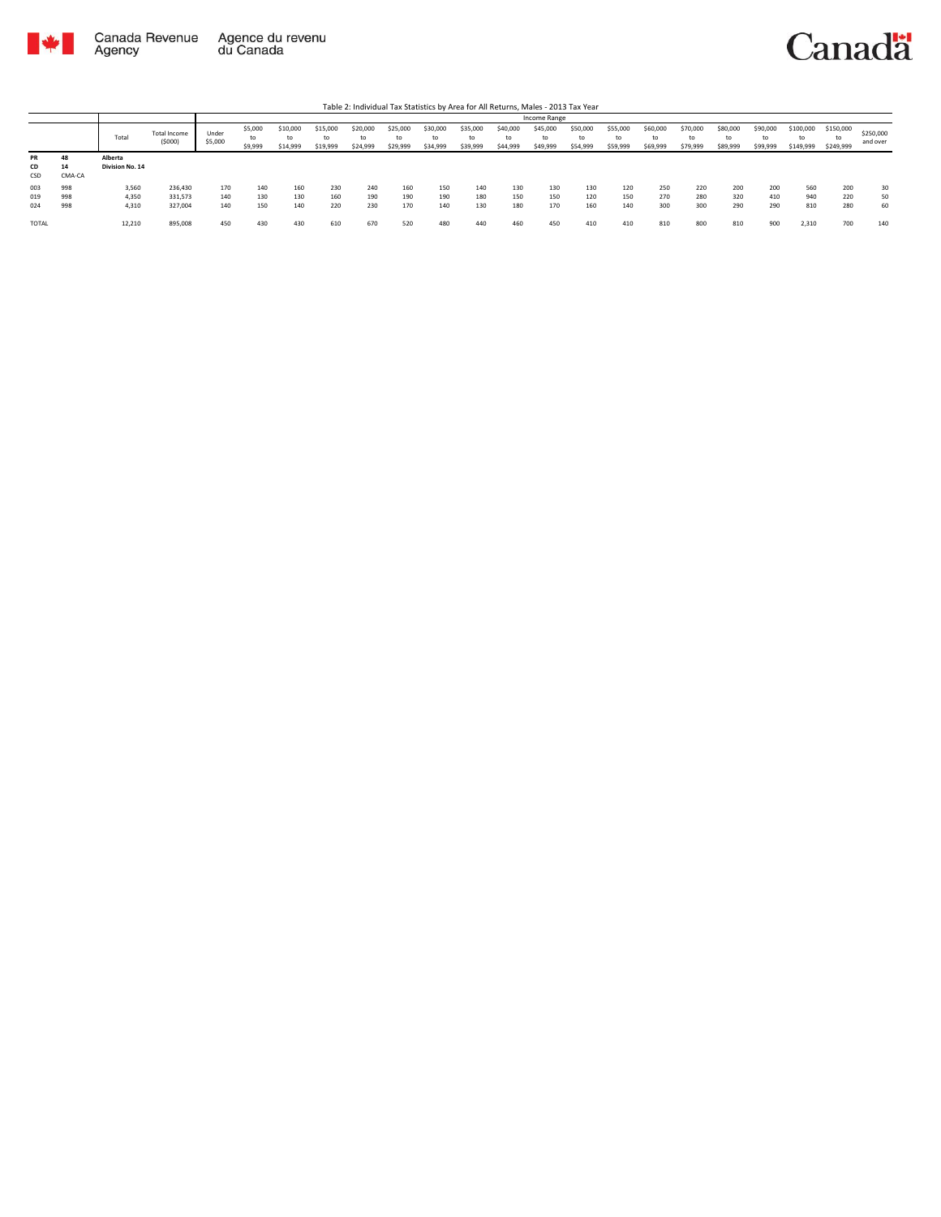Canada Revenue Agency | Agence du revenu du Canada

Table 2: Individual Tax Statistics by Area for All Returns, Males - 2013 Tax Year

| | | Total | Total Income ($000) | Income Range | | | | | | | | | | | | | | | | | | | | |
|---|---|---|---|---|---|---|---|---|---|---|---|---|---|---|---|---|---|---|---|---|---|---|---|---|
| | | | | Under $5,000 | $5,000 to $9,999 | $10,000 to $14,999 | $15,000 to $19,999 | $20,000 to $24,999 | $25,000 to $29,999 | $30,000 to $34,999 | $35,000 to $39,999 | $40,000 to $44,999 | $45,000 to $49,999 | $50,000 to $54,999 | $55,000 to $59,999 | $60,000 to $69,999 | $70,000 to $79,999 | $80,000 to $89,999 | $90,000 to $99,999 | $100,000 to $149,999 | $150,000 to $249,999 | $250,000 and over |
| PR | 48 | Alberta | | | | | | | | | | | | | | | | | | | | |
| CD | 14 | Division No. 14 | | | | | | | | | | | | | | | | | | | | |
| CSD | CMA-CA | | | | | | | | | | | | | | | | | | | | | |
| 003 | 998 | 3,560 | 236,430 | 170 | 140 | 160 | 230 | 240 | 160 | 150 | 140 | 130 | 130 | 130 | 120 | 250 | 220 | 200 | 200 | 560 | 200 | 30 |
| 019 | 998 | 4,350 | 331,573 | 140 | 130 | 130 | 160 | 190 | 190 | 190 | 180 | 150 | 150 | 120 | 150 | 270 | 280 | 320 | 410 | 940 | 220 | 50 |
| 024 | 998 | 4,310 | 327,004 | 140 | 150 | 140 | 220 | 230 | 170 | 140 | 130 | 180 | 170 | 160 | 140 | 300 | 300 | 290 | 290 | 810 | 280 | 60 |
| TOTAL | | 12,210 | 895,008 | 450 | 430 | 430 | 610 | 670 | 520 | 480 | 440 | 460 | 450 | 410 | 410 | 810 | 800 | 810 | 900 | 2,310 | 700 | 140 |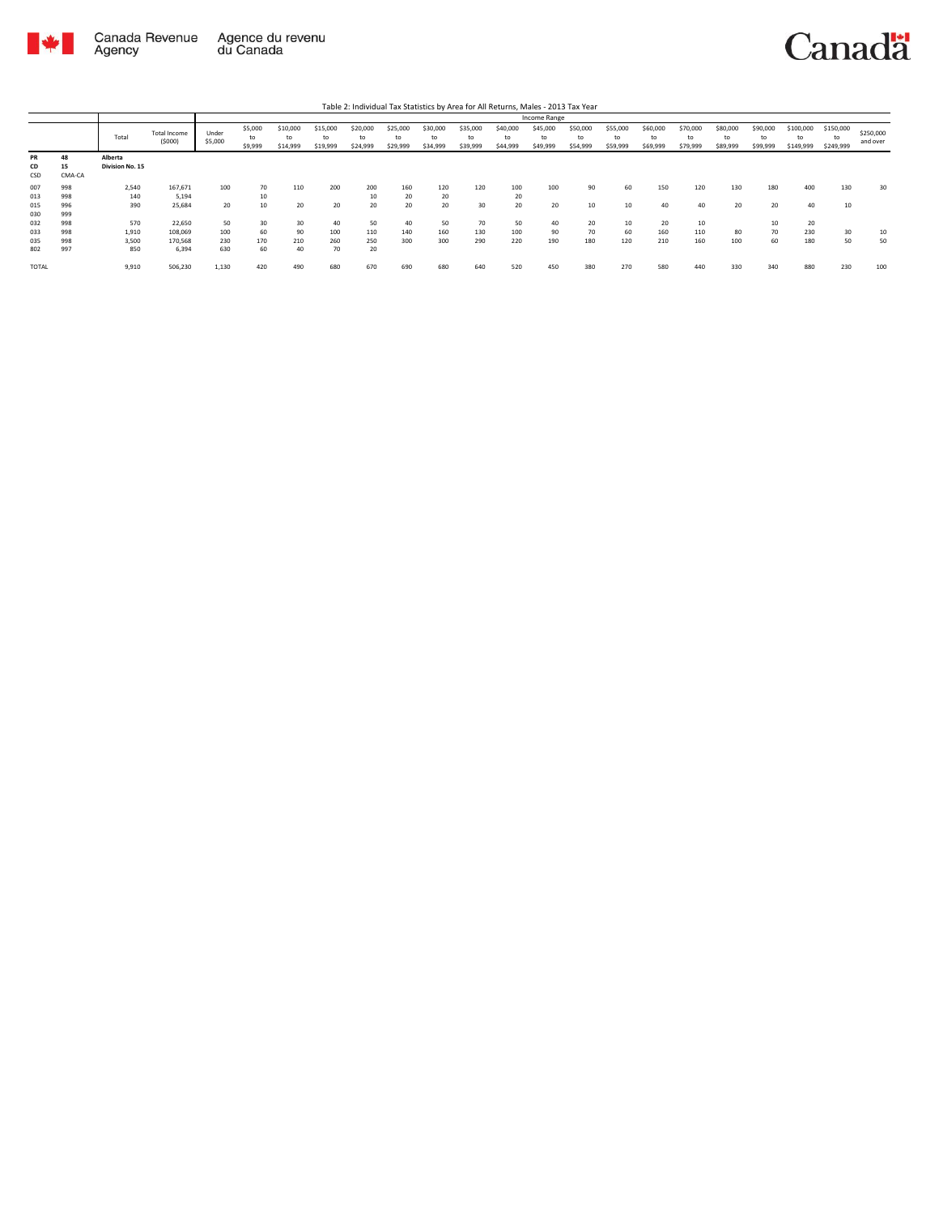Table 2: Individual Tax Statistics by Area for All Returns, Males - 2013 Tax Year

| | | Total | Total Income ($000) | Income Range | | | | | | | | | | | | | | | | | | |
|---|---|---|---|---|---|---|---|---|---|---|---|---|---|---|---|---|---|---|---|---|---|---|
| | | | | Under $5,000 | $5,000 to $9,999 | $10,000 to $14,999 | $15,000 to $19,999 | $20,000 to $24,999 | $25,000 to $29,999 | $30,000 to $34,999 | $35,000 to $39,999 | $40,000 to $44,999 | $45,000 to $49,999 | $50,000 to $54,999 | $55,000 to $59,999 | $60,000 to $69,999 | $70,000 to $79,999 | $80,000 to $89,999 | $90,000 to $99,999 | $100,000 to $149,999 | $150,000 to $249,999 | $250,000 and over |
| **PR** | **48** | **Alberta** | | | | | | | | | | | | | | | | | | | | |
| **CD** | **15** | **Division No. 15** | | | | | | | | | | | | | | | | | | | | |
| CSD | CMA-CA | | | | | | | | | | | | | | | | | | | | | |
| 007 | 998 | 2,540 | 167,671 | 100 | 70 | 110 | 200 | 200 | 160 | 120 | 120 | 100 | 100 | 90 | 60 | 150 | 120 | 130 | 180 | 400 | 130 | 30 |
| 013 | 998 | 140 | 5,194 | | 10 | | | 10 | 20 | 20 | | 20 | | | | | | | | | | |
| 015 | 996 | 390 | 25,684 | 20 | 10 | 20 | 20 | 20 | 20 | 20 | 30 | 20 | 20 | 10 | 10 | 40 | 40 | 20 | 20 | 40 | 10 | |
| 030 | 999 | | | | | | | | | | | | | | | | | | | | | |
| 032 | 998 | 570 | 22,650 | 50 | 30 | 30 | 40 | 50 | 40 | 50 | 70 | 50 | 40 | 20 | 10 | 20 | 10 | | 10 | 20 | | |
| 033 | 998 | 1,910 | 108,069 | 100 | 60 | 90 | 100 | 110 | 140 | 160 | 130 | 100 | 90 | 70 | 60 | 160 | 110 | 80 | 70 | 230 | 30 | 10 |
| 035 | 998 | 3,500 | 170,568 | 230 | 170 | 210 | 260 | 250 | 300 | 300 | 290 | 220 | 190 | 180 | 120 | 210 | 160 | 100 | 60 | 180 | 50 | 50 |
| 802 | 997 | 850 | 6,394 | 630 | 60 | 40 | 70 | 20 | | | | | | | | | | | | | | |
| TOTAL | | 9,910 | 506,230 | 1,130 | 420 | 490 | 680 | 670 | 690 | 680 | 640 | 520 | 450 | 380 | 270 | 580 | 440 | 330 | 340 | 880 | 230 | 100 |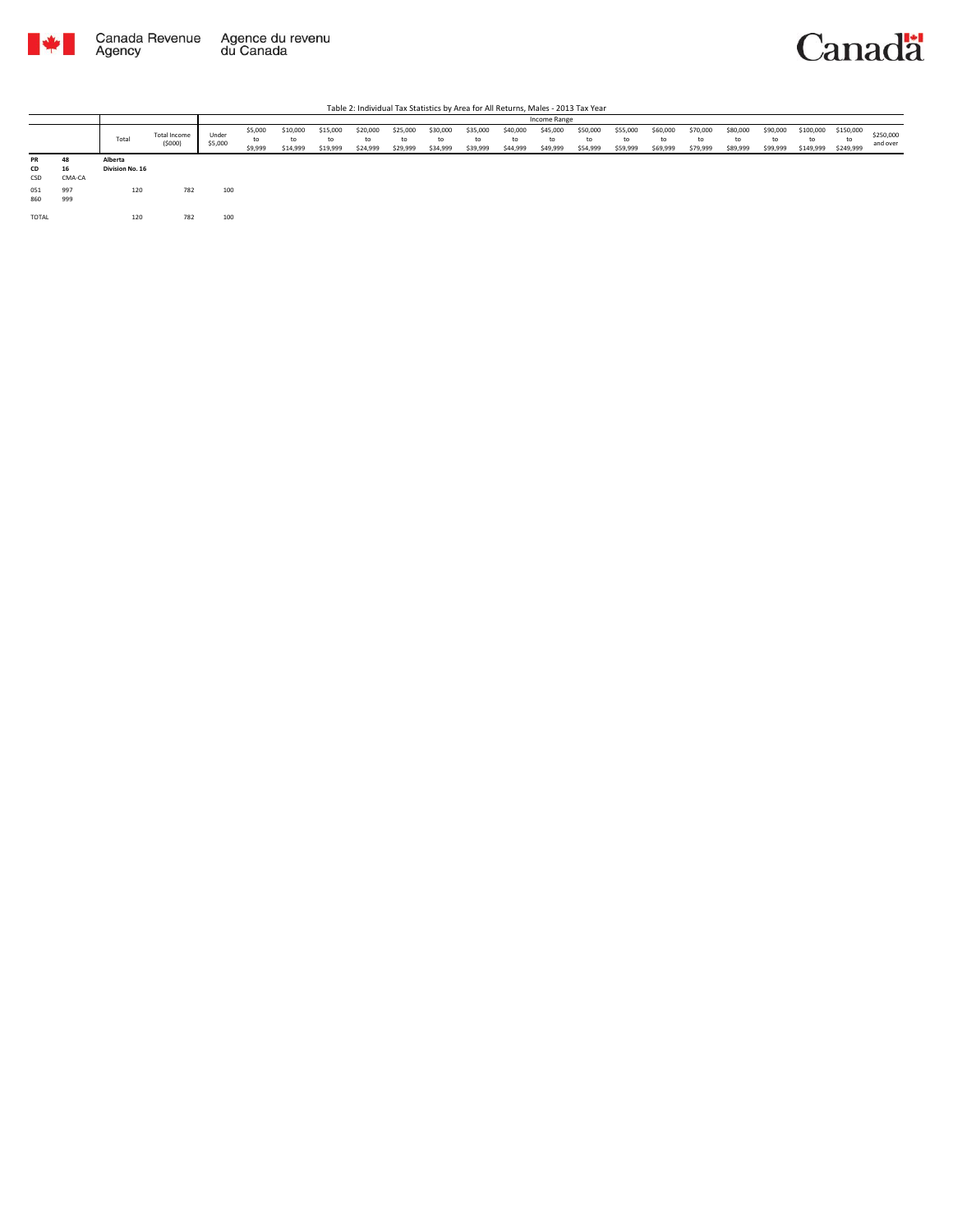Table 2: Individual Tax Statistics by Area for All Returns, Males - 2013 Tax Year

| | | Total | Total Income ($000) | Under $5,000 | $5,000 to $9,999 | $10,000 to $14,999 | $15,000 to $19,999 | $20,000 to $24,999 | $25,000 to $29,999 | $30,000 to $34,999 | $35,000 to $39,999 | $40,000 to $44,999 | $45,000 to $49,999 | $50,000 to $54,999 | $55,000 to $59,999 | $60,000 to $69,999 | $70,000 to $79,999 | $80,000 to $89,999 | $90,000 to $99,999 | $100,000 to $149,999 | $150,000 to $249,999 | $250,000 and over |
|---|---|---|---|---|---|---|---|---|---|---|---|---|---|---|---|---|---|---|---|---|---|---|
| | | | | Income Range | | | | | | | | | | | | | | | | | | |
| **PR** | **48** | **Alberta** | | | | | | | | | | | | | | | | | | | | |
| **CD** | **16** | **Division No. 16** | | | | | | | | | | | | | | | | | | | | |
| CSD | CMA-CA | | | | | | | | | | | | | | | | | | | | | |
| 051 860 | 997 999 | 120 | 782 | 100 | | | | | | | | | | | | | | | | | | |
| TOTAL | | 120 | 782 | 100 | | | | | | | | | | | | | | | | | | |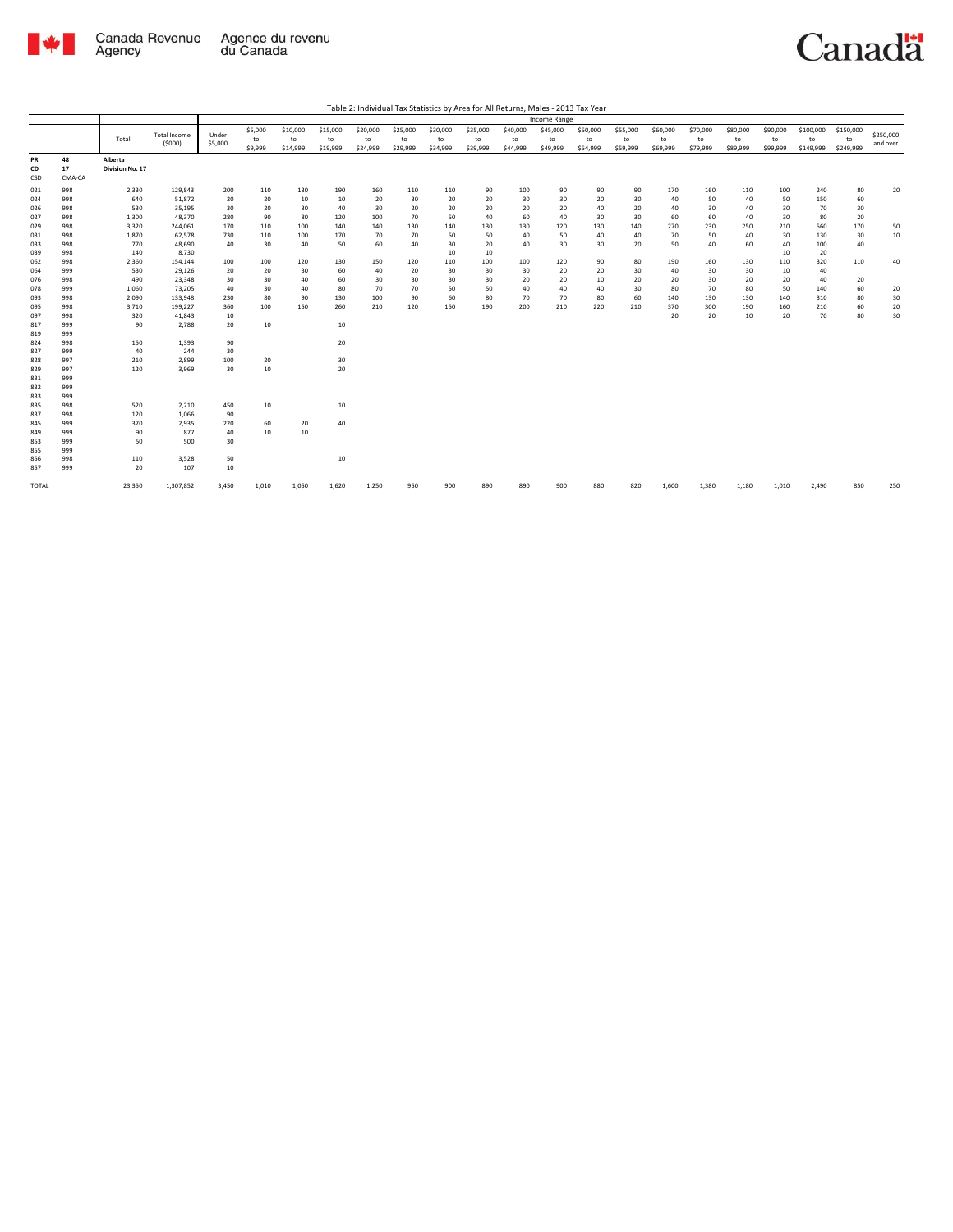Table 2: Individual Tax Statistics by Area for All Returns, Males - 2013 Tax Year

| | | Total | Total Income ($000) | Income Range | | | | | | | | | | | | | | | | | | | |
|---|---|---|---|---|---|---|---|---|---|---|---|---|---|---|---|---|---|---|---|---|---|---|---|
| | | | | Under $5,000 | $5,000 to $9,999 | $10,000 to $14,999 | $15,000 to $19,999 | $20,000 to $24,999 | $25,000 to $29,999 | $30,000 to $34,999 | $35,000 to $39,999 | $40,000 to $44,999 | $45,000 to $49,999 | $50,000 to $54,999 | $55,000 to $59,999 | $60,000 to $69,999 | $70,000 to $79,999 | $80,000 to $89,999 | $90,000 to $99,999 | $100,000 to $149,999 | $150,000 to $249,999 | $250,000 and over |
| PR | 48 | Alberta | | | | | | | | | | | | | | | | | | | | |
| CD | 17 | Division No. 17 | | | | | | | | | | | | | | | | | | | | |
| CSD | CMA-CA | | | | | | | | | | | | | | | | | | | | | |
| 021 | 998 | 2,330 | 129,843 | 200 | 110 | 130 | 190 | 160 | 110 | 110 | 90 | 100 | 90 | 90 | 90 | 170 | 160 | 110 | 100 | 240 | 80 | 20 |
| 024 | 998 | 640 | 51,872 | 20 | 20 | 10 | 10 | 20 | 30 | 20 | 20 | 30 | 30 | 20 | 30 | 40 | 50 | 40 | 50 | 150 | 60 | |
| 026 | 998 | 530 | 35,195 | 30 | 20 | 30 | 40 | 30 | 20 | 20 | 20 | 20 | 20 | 40 | 20 | 40 | 30 | 40 | 30 | 70 | 30 | |
| 027 | 998 | 1,300 | 48,370 | 280 | 90 | 80 | 120 | 100 | 70 | 50 | 40 | 60 | 40 | 30 | 30 | 60 | 60 | 40 | 30 | 80 | 20 | |
| 029 | 998 | 3,320 | 244,061 | 170 | 110 | 100 | 140 | 140 | 130 | 140 | 130 | 130 | 120 | 130 | 140 | 270 | 230 | 250 | 210 | 560 | 170 | 50 |
| 031 | 998 | 1,870 | 62,578 | 730 | 110 | 100 | 170 | 70 | 70 | 50 | 50 | 40 | 50 | 40 | 40 | 70 | 50 | 40 | 30 | 130 | 30 | 10 |
| 033 | 998 | 770 | 48,690 | 40 | 30 | 40 | 50 | 60 | 40 | 30 | 20 | 40 | 30 | 30 | 20 | 50 | 40 | 60 | 40 | 100 | 40 | |
| 039 | 998 | 140 | 8,730 | | | | | | | 10 | 10 | | | | | | | | 10 | 20 | | |
| 062 | 998 | 2,360 | 154,144 | 100 | 100 | 120 | 130 | 150 | 120 | 110 | 100 | 100 | 120 | 90 | 80 | 190 | 160 | 130 | 110 | 320 | 110 | 40 |
| 064 | 999 | 530 | 29,126 | 20 | 20 | 30 | 60 | 40 | 20 | 30 | 30 | 30 | 20 | 20 | 30 | 40 | 30 | 30 | 10 | 40 | | |
| 076 | 998 | 490 | 23,348 | 30 | 30 | 40 | 60 | 30 | 30 | 30 | 30 | 20 | 20 | 10 | 20 | 20 | 30 | 20 | 20 | 40 | 20 | |
| 078 | 999 | 1,060 | 73,205 | 40 | 30 | 40 | 80 | 70 | 70 | 50 | 50 | 40 | 40 | 40 | 30 | 80 | 70 | 80 | 50 | 140 | 60 | 20 |
| 093 | 998 | 2,090 | 133,948 | 230 | 80 | 90 | 130 | 100 | 90 | 60 | 80 | 70 | 70 | 80 | 60 | 140 | 130 | 130 | 140 | 310 | 80 | 30 |
| 095 | 998 | 3,710 | 199,227 | 360 | 100 | 150 | 260 | 210 | 120 | 150 | 190 | 200 | 210 | 220 | 210 | 370 | 300 | 190 | 160 | 210 | 60 | 20 |
| 097 | 998 | 320 | 41,843 | 10 | | | | | | | | | | | | 20 | 20 | 10 | 20 | 70 | 80 | 30 |
| 817 | 999 | 90 | 2,788 | 20 | 10 | | 10 | | | | | | | | | | | | | | | |
| 819 | 999 | | | | | | | | | | | | | | | | | | | | | |
| 824 | 998 | 150 | 1,393 | 90 | | | 20 | | | | | | | | | | | | | | | |
| 827 | 999 | 40 | 244 | 30 | | | | | | | | | | | | | | | | | | |
| 828 | 997 | 210 | 2,899 | 100 | 20 | | 30 | | | | | | | | | | | | | | | |
| 829 | 997 | 120 | 3,969 | 30 | 10 | | 20 | | | | | | | | | | | | | | | |
| 831 | 999 | | | | | | | | | | | | | | | | | | | | | |
| 832 | 999 | | | | | | | | | | | | | | | | | | | | | |
| 833 | 999 | | | | | | | | | | | | | | | | | | | | | |
| 835 | 998 | 520 | 2,210 | 450 | 10 | | 10 | | | | | | | | | | | | | | | |
| 837 | 998 | 120 | 1,066 | 90 | | | | | | | | | | | | | | | | | | |
| 845 | 999 | 370 | 2,935 | 220 | 60 | 20 | 40 | | | | | | | | | | | | | | | |
| 849 | 999 | 90 | 877 | 40 | 10 | 10 | | | | | | | | | | | | | | | | |
| 853 | 999 | 50 | 500 | 30 | | | | | | | | | | | | | | | | | | |
| 855 | 999 | | | | | | | | | | | | | | | | | | | | | |
| 856 | 998 | 110 | 3,528 | 50 | | | 10 | | | | | | | | | | | | | | | |
| 857 | 999 | 20 | 107 | 10 | | | | | | | | | | | | | | | | | | |
| TOTAL | | 23,350 | 1,307,852 | 3,450 | 1,010 | 1,050 | 1,620 | 1,250 | 950 | 900 | 890 | 890 | 900 | 880 | 820 | 1,600 | 1,380 | 1,180 | 1,010 | 2,490 | 850 | 250 |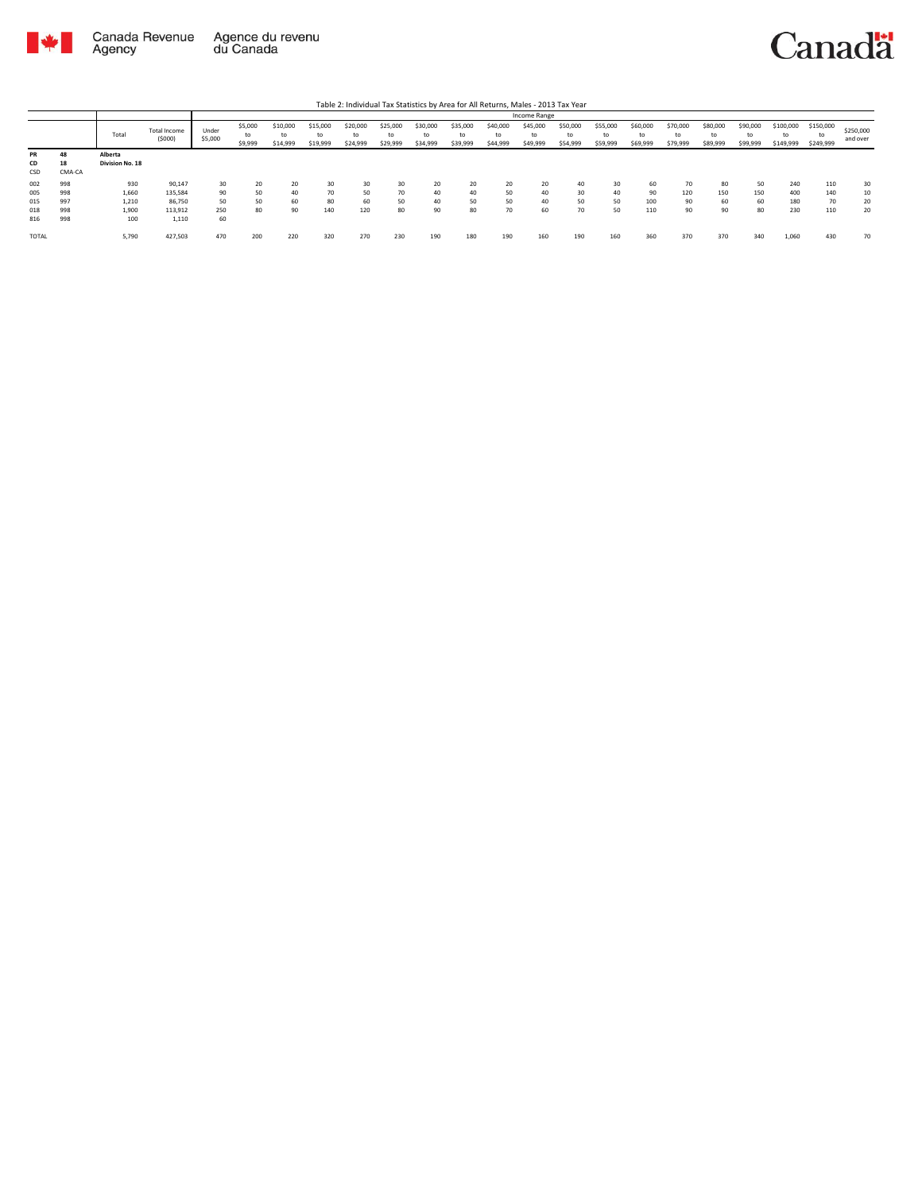Table 2: Individual Tax Statistics by Area for All Returns, Males - 2013 Tax Year

| | | Total | Total Income ($000) | Income Range | | | | | | | | | | | | | | | | | | | |
|---|---|---|---|---|---|---|---|---|---|---|---|---|---|---|---|---|---|---|---|---|---|---|---|
| | | | | Under $5,000 | $5,000 to $9,999 | $10,000 to $14,999 | $15,000 to $19,999 | $20,000 to $24,999 | $25,000 to $29,999 | $30,000 to $34,999 | $35,000 to $39,999 | $40,000 to $44,999 | $45,000 to $49,999 | $50,000 to $54,999 | $55,000 to $59,999 | $60,000 to $69,999 | $70,000 to $79,999 | $80,000 to $89,999 | $90,000 to $99,999 | $100,000 to $149,999 | $150,000 to $249,999 | $250,000 and over |
| **PR** | **48** | **Alberta** | | | | | | | | | | | | | | | | | | | | |
| **CD** | **18** | **Division No. 18** | | | | | | | | | | | | | | | | | | | | |
| CSD | CMA-CA | | | | | | | | | | | | | | | | | | | | | |
| 002 | 998 | 930 | 90,147 | 30 | 20 | 20 | 30 | 30 | 30 | 20 | 20 | 20 | 20 | 40 | 30 | 60 | 70 | 80 | 50 | 240 | 110 | 30 |
| 005 | 998 | 1,660 | 135,584 | 90 | 50 | 40 | 70 | 50 | 70 | 40 | 40 | 50 | 40 | 30 | 40 | 90 | 120 | 150 | 150 | 400 | 140 | 10 |
| 015 | 997 | 1,210 | 86,750 | 50 | 50 | 60 | 80 | 60 | 50 | 40 | 50 | 50 | 40 | 50 | 50 | 100 | 90 | 60 | 60 | 180 | 70 | 20 |
| 018 | 998 | 1,900 | 113,912 | 250 | 80 | 90 | 140 | 120 | 80 | 90 | 80 | 70 | 60 | 70 | 50 | 110 | 90 | 90 | 80 | 230 | 110 | 20 |
| 816 | 998 | 100 | 1,110 | 60 | | | | | | | | | | | | | | | | | | |
| TOTAL | | 5,790 | 427,503 | 470 | 200 | 220 | 320 | 270 | 230 | 190 | 180 | 190 | 160 | 190 | 160 | 360 | 370 | 370 | 340 | 1,060 | 430 | 70 |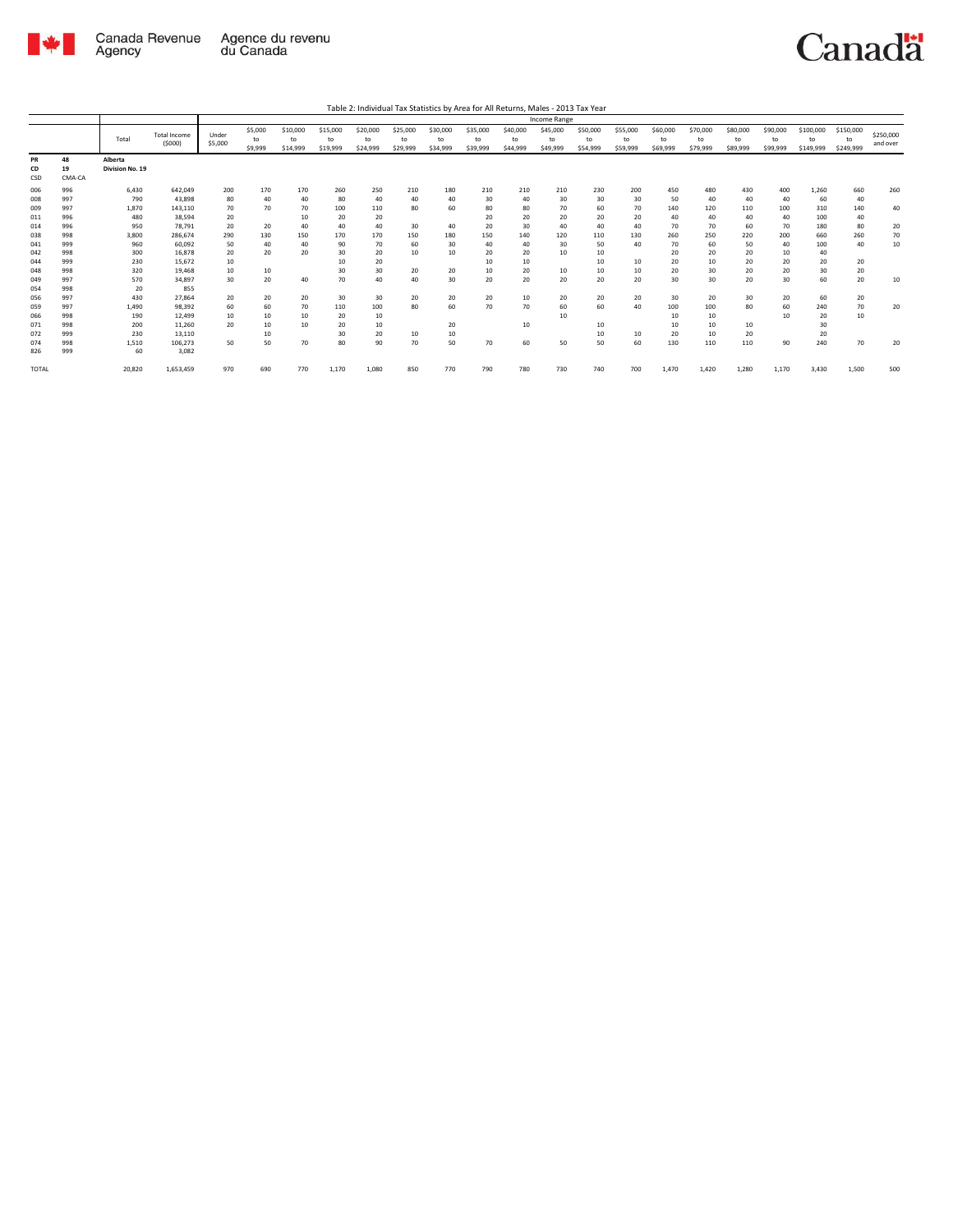Table 2: Individual Tax Statistics by Area for All Returns, Males - 2013 Tax Year

| | | Total | Total Income ($000) | Income Range | | | | | | | | | | | | | | | | | | |
|---|---|---|---|---|---|---|---|---|---|---|---|---|---|---|---|---|---|---|---|---|---|---|
| | | | | Under $5,000 | $5,000 to $9,999 | $10,000 to $14,999 | $15,000 to $19,999 | $20,000 to $24,999 | $25,000 to $29,999 | $30,000 to $34,999 | $35,000 to $39,999 | $40,000 to $44,999 | $45,000 to $49,999 | $50,000 to $54,999 | $55,000 to $59,999 | $60,000 to $69,999 | $70,000 to $79,999 | $80,000 to $89,999 | $90,000 to $99,999 | $100,000 to $149,999 | $150,000 to $249,999 | $250,000 and over |
| **PR** | **48** | **Alberta** | | | | | | | | | | | | | | | | | | | | |
| **CD** | **19** | **Division No. 19** | | | | | | | | | | | | | | | | | | | | |
| CSD | CMA-CA | | | | | | | | | | | | | | | | | | | | | |
| 006 | 996 | 6,430 | 642,049 | 200 | 170 | 170 | 260 | 250 | 210 | 180 | 210 | 210 | 210 | 230 | 200 | 450 | 480 | 430 | 400 | 1,260 | 660 | 260 |
| 008 | 997 | 790 | 43,898 | 80 | 40 | 40 | 80 | 40 | 40 | 40 | 30 | 40 | 30 | 30 | 30 | 50 | 40 | 40 | 40 | 60 | 40 | |
| 009 | 997 | 1,870 | 143,110 | 70 | 70 | 70 | 100 | 110 | 80 | 60 | 80 | 80 | 70 | 60 | 70 | 140 | 120 | 110 | 100 | 310 | 140 | 40 |
| 011 | 996 | 480 | 38,594 | 20 | | 10 | 20 | 20 | | | 20 | 20 | 20 | 20 | 20 | 40 | 40 | 40 | 40 | 100 | 40 | |
| 014 | 996 | 950 | 78,791 | 20 | 20 | 40 | 40 | 40 | 30 | 40 | 20 | 30 | 40 | 40 | 40 | 70 | 70 | 60 | 70 | 180 | 80 | 20 |
| 038 | 998 | 3,800 | 286,674 | 290 | 130 | 150 | 170 | 170 | 150 | 180 | 150 | 140 | 120 | 110 | 130 | 260 | 250 | 220 | 200 | 660 | 260 | 70 |
| 041 | 999 | 960 | 60,092 | 50 | 40 | 40 | 90 | 70 | 60 | 30 | 40 | 40 | 30 | 50 | 40 | 70 | 60 | 50 | 40 | 100 | 40 | 10 |
| 042 | 998 | 300 | 16,878 | 20 | 20 | 20 | 30 | 20 | 10 | 10 | 20 | 20 | 10 | 10 | | 20 | 20 | 20 | 10 | 40 | | |
| 044 | 999 | 230 | 15,672 | 10 | | | 10 | 20 | | | 10 | 10 | | 10 | 10 | 20 | 10 | 20 | 20 | 20 | 20 | |
| 048 | 998 | 320 | 19,468 | 10 | 10 | | 30 | 30 | 20 | 20 | 10 | 20 | 10 | 10 | 10 | 20 | 30 | 20 | 20 | 30 | 20 | |
| 049 | 997 | 570 | 34,897 | 30 | 20 | 40 | 70 | 40 | 40 | 30 | 20 | 20 | 20 | 20 | 20 | 30 | 30 | 20 | 30 | 60 | 20 | 10 |
| 054 | 998 | 20 | 855 | | | | | | | | | | | | | | | | | | | |
| 056 | 997 | 430 | 27,864 | 20 | 20 | 20 | 30 | 30 | 20 | 20 | 20 | 10 | 20 | 20 | 20 | 30 | 20 | 30 | 20 | 60 | 20 | |
| 059 | 997 | 1,490 | 98,392 | 60 | 60 | 70 | 110 | 100 | 80 | 60 | 70 | 70 | 60 | 60 | 40 | 100 | 100 | 80 | 60 | 240 | 70 | 20 |
| 066 | 998 | 190 | 12,499 | 10 | 10 | 10 | 20 | 10 | | | | | 10 | | | 10 | 10 | | 10 | 20 | 10 | |
| 071 | 998 | 200 | 11,260 | 20 | 10 | 10 | 20 | 10 | | 20 | | 10 | | 10 | | 10 | 10 | 10 | | 30 | | |
| 072 | 999 | 230 | 13,110 | | 10 | | 30 | 20 | 10 | 10 | | | | 10 | 10 | 20 | 10 | 20 | | 20 | | |
| 074 | 998 | 1,510 | 106,273 | 50 | 50 | 70 | 80 | 90 | 70 | 50 | 70 | 60 | 50 | 50 | 60 | 130 | 110 | 110 | 90 | 240 | 70 | 20 |
| 826 | 999 | 60 | 3,082 | | | | | | | | | | | | | | | | | | | |
| TOTAL | | 20,820 | 1,653,459 | 970 | 690 | 770 | 1,170 | 1,080 | 850 | 770 | 790 | 780 | 730 | 740 | 700 | 1,470 | 1,420 | 1,280 | 1,170 | 3,430 | 1,500 | 500 |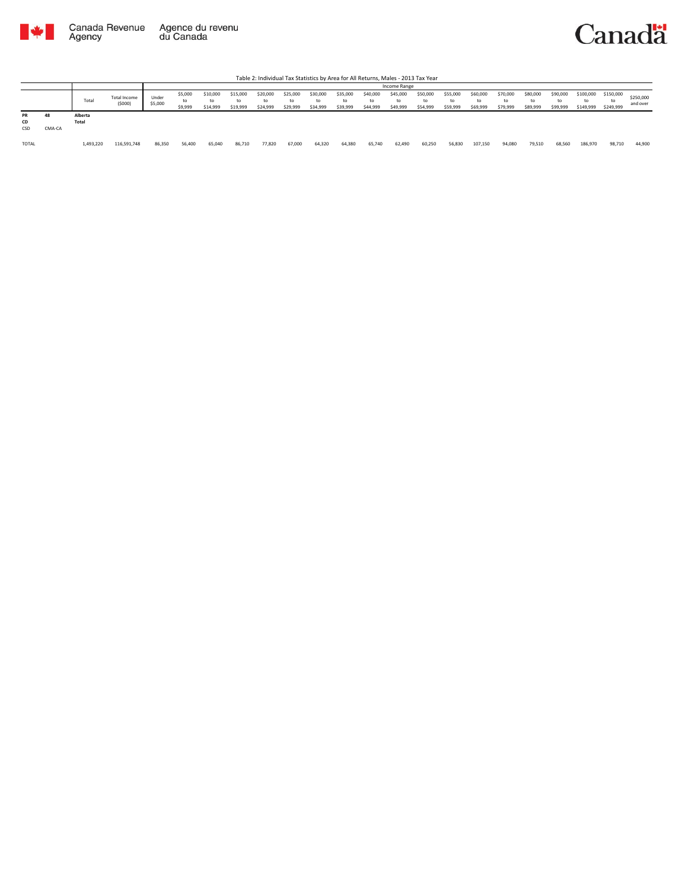Canada Revenue Agency / Agence du revenu du Canada

Table 2: Individual Tax Statistics by Area for All Returns, Males - 2013 Tax Year

| | | | | Income Range | | | | | | | | | | | | | | | | | | | |
|---|---|---|---|---|---|---|---|---|---|---|---|---|---|---|---|---|---|---|---|---|---|---|---|
| | | Total | Total Income ($000) | Under $5,000 | $5,000 to $9,999 | $10,000 to $14,999 | $15,000 to $19,999 | $20,000 to $24,999 | $25,000 to $29,999 | $30,000 to $34,999 | $35,000 to $39,999 | $40,000 to $44,999 | $45,000 to $49,999 | $50,000 to $54,999 | $55,000 to $59,999 | $60,000 to $69,999 | $70,000 to $79,999 | $80,000 to $89,999 | $90,000 to $99,999 | $100,000 to $149,999 | $150,000 to $249,999 | $250,000 and over |
| PR CD CSD | 48 CMA-CA | Alberta Total | | | | | | | | | | | | | | | | | | | | | |
| TOTAL | | 1,493,220 | 116,591,748 | 86,350 | 56,400 | 65,040 | 86,710 | 77,820 | 67,000 | 64,320 | 64,380 | 65,740 | 62,490 | 60,250 | 56,830 | 107,150 | 94,080 | 79,510 | 68,560 | 186,970 | 98,710 | 44,900 |